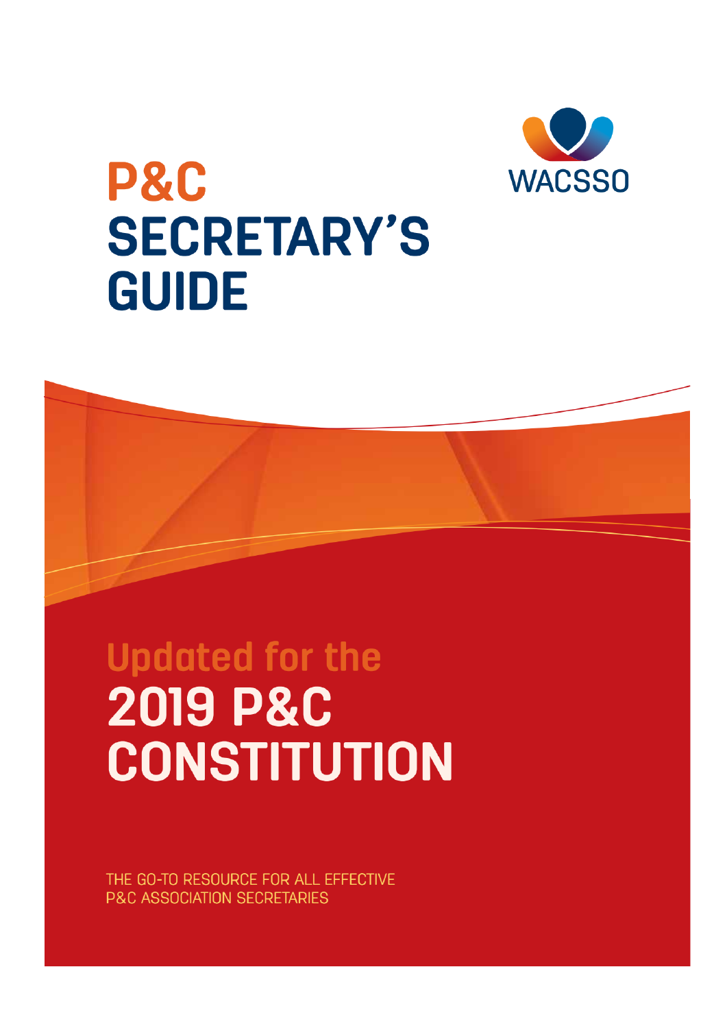WACSSO

# P&C SECRETARY'S GUIDE

## Updated for the 2019 P&C CONSTITUTION

THE GO-TO RESOURCE FOR ALL EFFECTIVE P&C ASSOCIATION SECRETARIES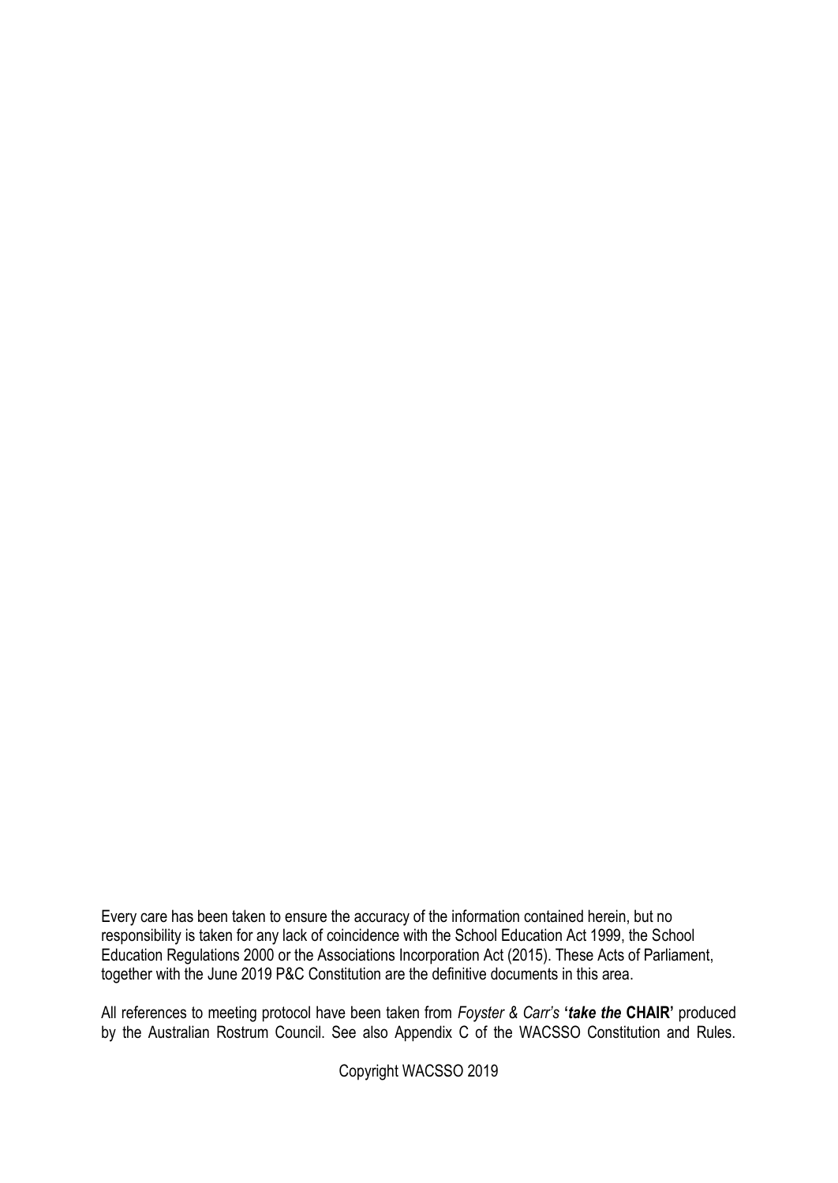Every care has been taken to ensure the accuracy of the information contained herein, but no responsibility is taken for any lack of coincidence with the School Education Act 1999, the School Education Regulations 2000 or the Associations Incorporation Act (2015). These Acts of Parliament, together with the June 2019 P&C Constitution are the definitive documents in this area.

All references to meeting protocol have been taken from *Foyster & Carr's* **'*take the* CHAIR'** produced by the Australian Rostrum Council. See also Appendix C of the WACSSO Constitution and Rules.

Copyright WACSSO 2019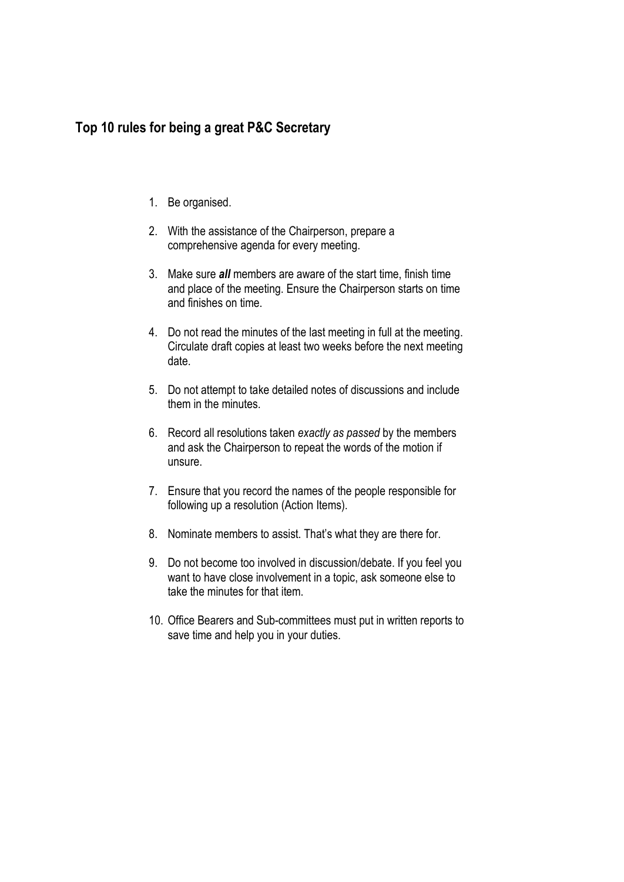## Top 10 rules for being a great P&C Secretary

1. Be organised.
2. With the assistance of the Chairperson, prepare a comprehensive agenda for every meeting.
3. Make sure ***all*** members are aware of the start time, finish time and place of the meeting. Ensure the Chairperson starts on time and finishes on time.
4. Do not read the minutes of the last meeting in full at the meeting. Circulate draft copies at least two weeks before the next meeting date.
5. Do not attempt to take detailed notes of discussions and include them in the minutes.
6. Record all resolutions taken *exactly as passed* by the members and ask the Chairperson to repeat the words of the motion if unsure.
7. Ensure that you record the names of the people responsible for following up a resolution (Action Items).
8. Nominate members to assist. That's what they are there for.
9. Do not become too involved in discussion/debate. If you feel you want to have close involvement in a topic, ask someone else to take the minutes for that item.
10. Office Bearers and Sub-committees must put in written reports to save time and help you in your duties.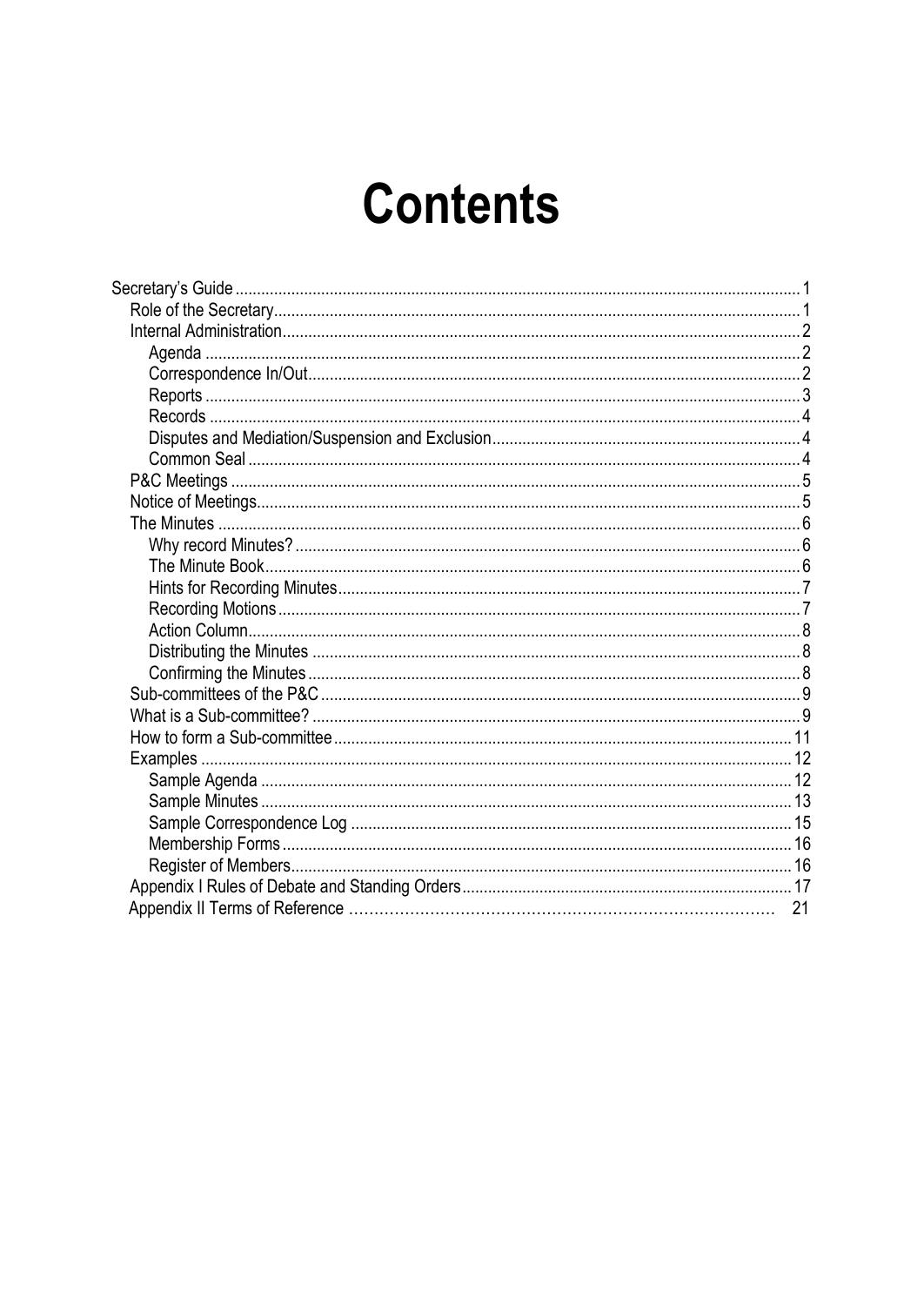# Contents

- Secretary's Guide .......... 1
  - Role of the Secretary .......... 1
  - Internal Administration .......... 2
    - Agenda .......... 2
    - Correspondence In/Out .......... 2
    - Reports .......... 3
    - Records .......... 4
    - Disputes and Mediation/Suspension and Exclusion .......... 4
    - Common Seal .......... 4
  - P&C Meetings .......... 5
  - Notice of Meetings .......... 5
  - The Minutes .......... 6
    - Why record Minutes? .......... 6
    - The Minute Book .......... 6
    - Hints for Recording Minutes .......... 7
    - Recording Motions .......... 7
    - Action Column .......... 8
    - Distributing the Minutes .......... 8
    - Confirming the Minutes .......... 8
  - Sub-committees of the P&C .......... 9
  - What is a Sub-committee? .......... 9
  - How to form a Sub-committee .......... 11
  - Examples .......... 12
    - Sample Agenda .......... 12
    - Sample Minutes .......... 13
    - Sample Correspondence Log .......... 15
    - Membership Forms .......... 16
    - Register of Members .......... 16
  - Appendix I Rules of Debate and Standing Orders .......... 17
  - Appendix II Terms of Reference .......... 21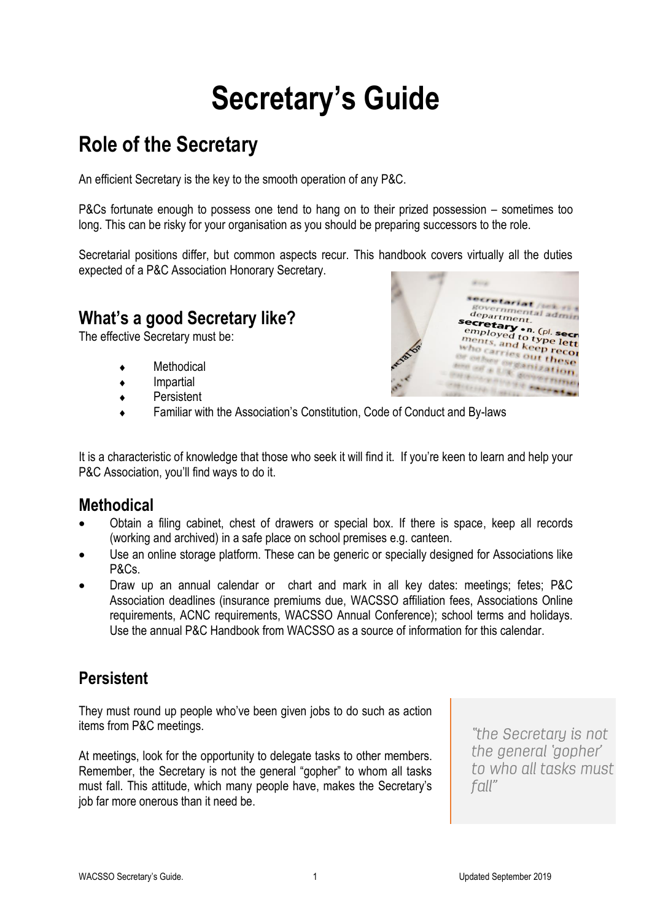# Secretary's Guide

## Role of the Secretary

An efficient Secretary is the key to the smooth operation of any P&C.

P&Cs fortunate enough to possess one tend to hang on to their prized possession – sometimes too long. This can be risky for your organisation as you should be preparing successors to the role.

Secretarial positions differ, but common aspects recur. This handbook covers virtually all the duties expected of a P&C Association Honorary Secretary.

### What's a good Secretary like?

The effective Secretary must be:

- Methodical
- Impartial
- Persistent
- Familiar with the Association's Constitution, Code of Conduct and By-laws

It is a characteristic of knowledge that those who seek it will find it. If you're keen to learn and help your P&C Association, you'll find ways to do it.

### Methodical

- Obtain a filing cabinet, chest of drawers or special box. If there is space, keep all records (working and archived) in a safe place on school premises e.g. canteen.
- Use an online storage platform. These can be generic or specially designed for Associations like P&Cs.
- Draw up an annual calendar or chart and mark in all key dates: meetings; fetes; P&C Association deadlines (insurance premiums due, WACSSO affiliation fees, Associations Online requirements, ACNC requirements, WACSSO Annual Conference); school terms and holidays. Use the annual P&C Handbook from WACSSO as a source of information for this calendar.

### Persistent

They must round up people who've been given jobs to do such as action items from P&C meetings.

At meetings, look for the opportunity to delegate tasks to other members. Remember, the Secretary is not the general "gopher" to whom all tasks must fall. This attitude, which many people have, makes the Secretary's job far more onerous than it need be.

> *"the Secretary is not the general 'gopher' to who all tasks must fall"*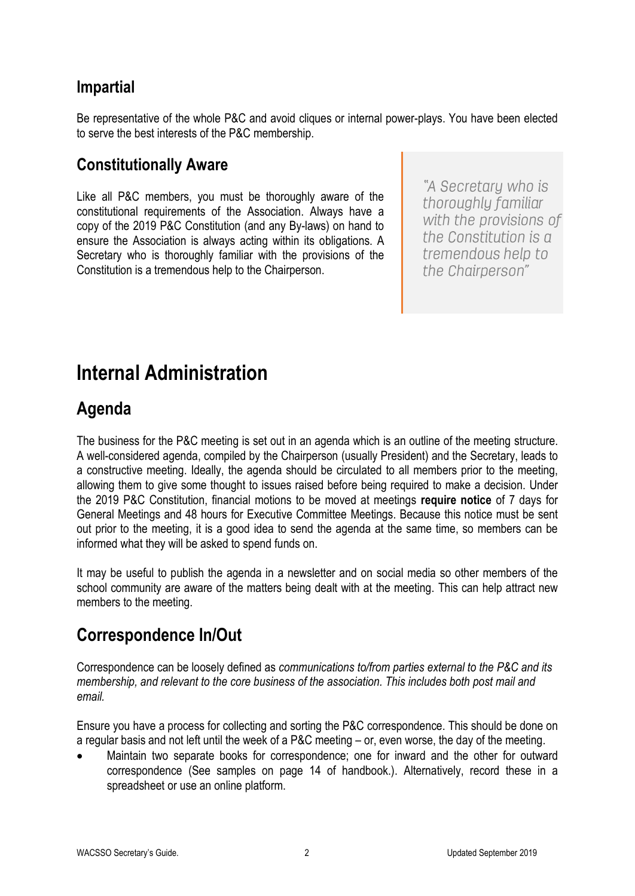## Impartial

Be representative of the whole P&C and avoid cliques or internal power-plays. You have been elected to serve the best interests of the P&C membership.

## Constitutionally Aware

Like all P&C members, you must be thoroughly aware of the constitutional requirements of the Association. Always have a copy of the 2019 P&C Constitution (and any By-laws) on hand to ensure the Association is always acting within its obligations. A Secretary who is thoroughly familiar with the provisions of the Constitution is a tremendous help to the Chairperson.

> *"A Secretary who is thoroughly familiar with the provisions of the Constitution is a tremendous help to the Chairperson"*

# Internal Administration

## Agenda

The business for the P&C meeting is set out in an agenda which is an outline of the meeting structure. A well-considered agenda, compiled by the Chairperson (usually President) and the Secretary, leads to a constructive meeting. Ideally, the agenda should be circulated to all members prior to the meeting, allowing them to give some thought to issues raised before being required to make a decision. Under the 2019 P&C Constitution, financial motions to be moved at meetings **require notice** of 7 days for General Meetings and 48 hours for Executive Committee Meetings. Because this notice must be sent out prior to the meeting, it is a good idea to send the agenda at the same time, so members can be informed what they will be asked to spend funds on.

It may be useful to publish the agenda in a newsletter and on social media so other members of the school community are aware of the matters being dealt with at the meeting. This can help attract new members to the meeting.

## Correspondence In/Out

Correspondence can be loosely defined as *communications to/from parties external to the P&C and its membership, and relevant to the core business of the association. This includes both post mail and email.*

Ensure you have a process for collecting and sorting the P&C correspondence. This should be done on a regular basis and not left until the week of a P&C meeting – or, even worse, the day of the meeting.

- Maintain two separate books for correspondence; one for inward and the other for outward correspondence (See samples on page 14 of handbook.). Alternatively, record these in a spreadsheet or use an online platform.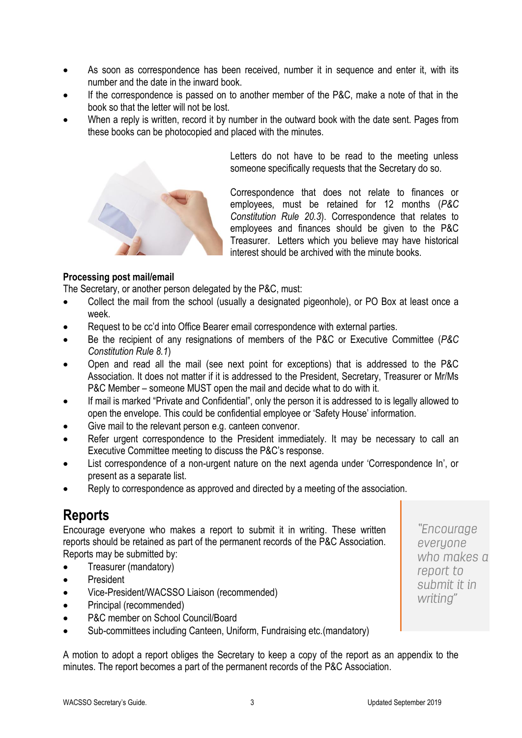- As soon as correspondence has been received, number it in sequence and enter it, with its number and the date in the inward book.
- If the correspondence is passed on to another member of the P&C, make a note of that in the book so that the letter will not be lost.
- When a reply is written, record it by number in the outward book with the date sent. Pages from these books can be photocopied and placed with the minutes.

Letters do not have to be read to the meeting unless someone specifically requests that the Secretary do so.

Correspondence that does not relate to finances or employees, must be retained for 12 months (*P&C Constitution Rule 20.3*). Correspondence that relates to employees and finances should be given to the P&C Treasurer. Letters which you believe may have historical interest should be archived with the minute books.

**Processing post mail/email**

The Secretary, or another person delegated by the P&C, must:

- Collect the mail from the school (usually a designated pigeonhole), or PO Box at least once a week.
- Request to be cc'd into Office Bearer email correspondence with external parties.
- Be the recipient of any resignations of members of the P&C or Executive Committee (*P&C Constitution Rule 8.1*)
- Open and read all the mail (see next point for exceptions) that is addressed to the P&C Association. It does not matter if it is addressed to the President, Secretary, Treasurer or Mr/Ms P&C Member – someone MUST open the mail and decide what to do with it.
- If mail is marked "Private and Confidential", only the person it is addressed to is legally allowed to open the envelope. This could be confidential employee or 'Safety House' information.
- Give mail to the relevant person e.g. canteen convenor.
- Refer urgent correspondence to the President immediately. It may be necessary to call an Executive Committee meeting to discuss the P&C's response.
- List correspondence of a non-urgent nature on the next agenda under 'Correspondence In', or present as a separate list.
- Reply to correspondence as approved and directed by a meeting of the association.

## Reports

Encourage everyone who makes a report to submit it in writing. These written reports should be retained as part of the permanent records of the P&C Association. Reports may be submitted by:

- Treasurer (mandatory)
- President
- Vice-President/WACSSO Liaison (recommended)
- Principal (recommended)
- P&C member on School Council/Board
- Sub-committees including Canteen, Uniform, Fundraising etc.(mandatory)

> *"Encourage everyone who makes a report to submit it in writing"*

A motion to adopt a report obliges the Secretary to keep a copy of the report as an appendix to the minutes. The report becomes a part of the permanent records of the P&C Association.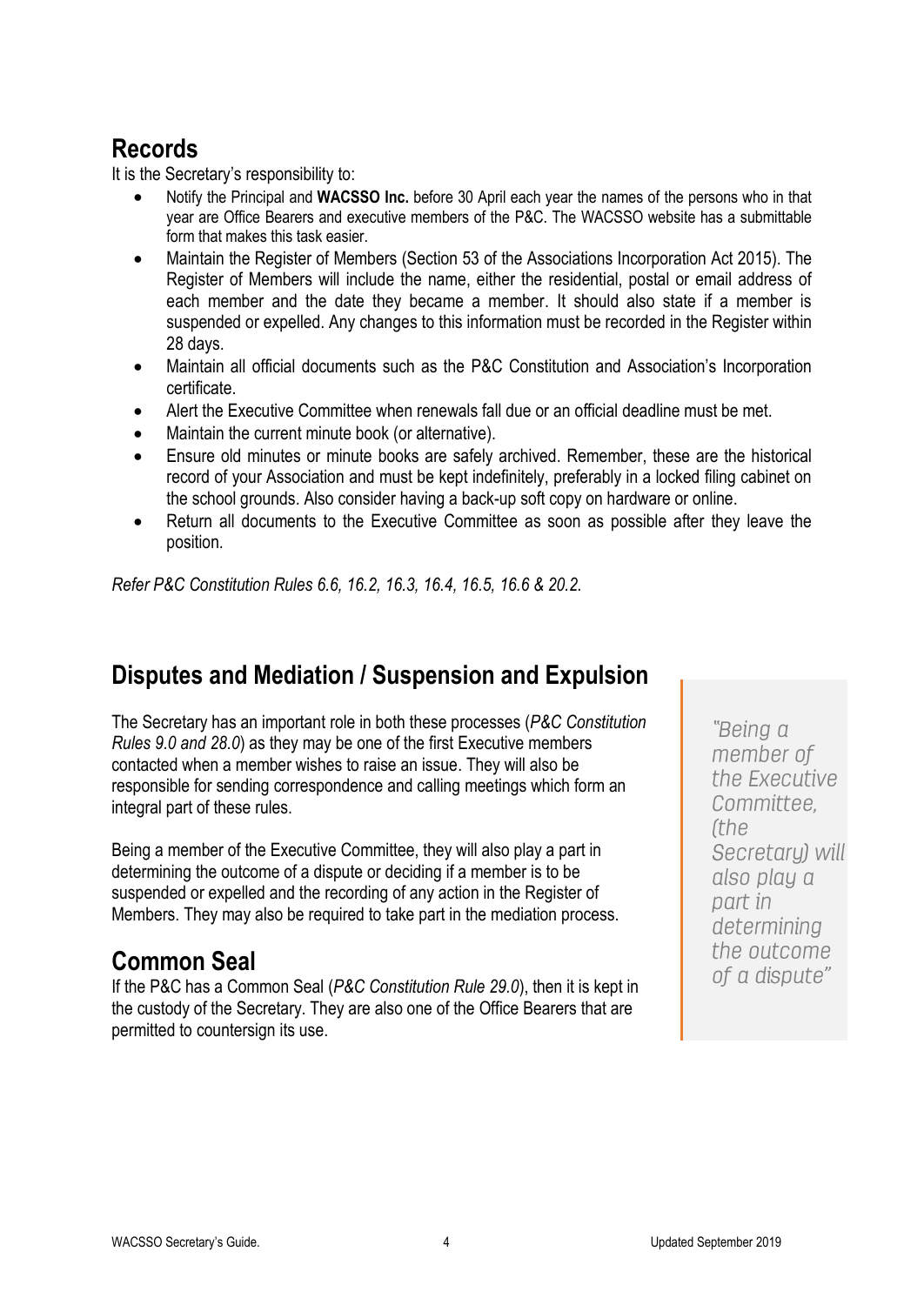## Records

It is the Secretary's responsibility to:

- Notify the Principal and **WACSSO Inc.** before 30 April each year the names of the persons who in that year are Office Bearers and executive members of the P&C. The WACSSO website has a submittable form that makes this task easier.
- Maintain the Register of Members (Section 53 of the Associations Incorporation Act 2015). The Register of Members will include the name, either the residential, postal or email address of each member and the date they became a member. It should also state if a member is suspended or expelled. Any changes to this information must be recorded in the Register within 28 days.
- Maintain all official documents such as the P&C Constitution and Association's Incorporation certificate.
- Alert the Executive Committee when renewals fall due or an official deadline must be met.
- Maintain the current minute book (or alternative).
- Ensure old minutes or minute books are safely archived. Remember, these are the historical record of your Association and must be kept indefinitely, preferably in a locked filing cabinet on the school grounds. Also consider having a back-up soft copy on hardware or online.
- Return all documents to the Executive Committee as soon as possible after they leave the position.

*Refer P&C Constitution Rules 6.6, 16.2, 16.3, 16.4, 16.5, 16.6 & 20.2.*

## Disputes and Mediation / Suspension and Expulsion

The Secretary has an important role in both these processes (*P&C Constitution Rules 9.0 and 28.0*) as they may be one of the first Executive members contacted when a member wishes to raise an issue. They will also be responsible for sending correspondence and calling meetings which form an integral part of these rules.

Being a member of the Executive Committee, they will also play a part in determining the outcome of a dispute or deciding if a member is to be suspended or expelled and the recording of any action in the Register of Members. They may also be required to take part in the mediation process.

> *"Being a member of the Executive Committee, (the Secretary) will also play a part in determining the outcome of a dispute"*

## Common Seal

If the P&C has a Common Seal (*P&C Constitution Rule 29.0*), then it is kept in the custody of the Secretary. They are also one of the Office Bearers that are permitted to countersign its use.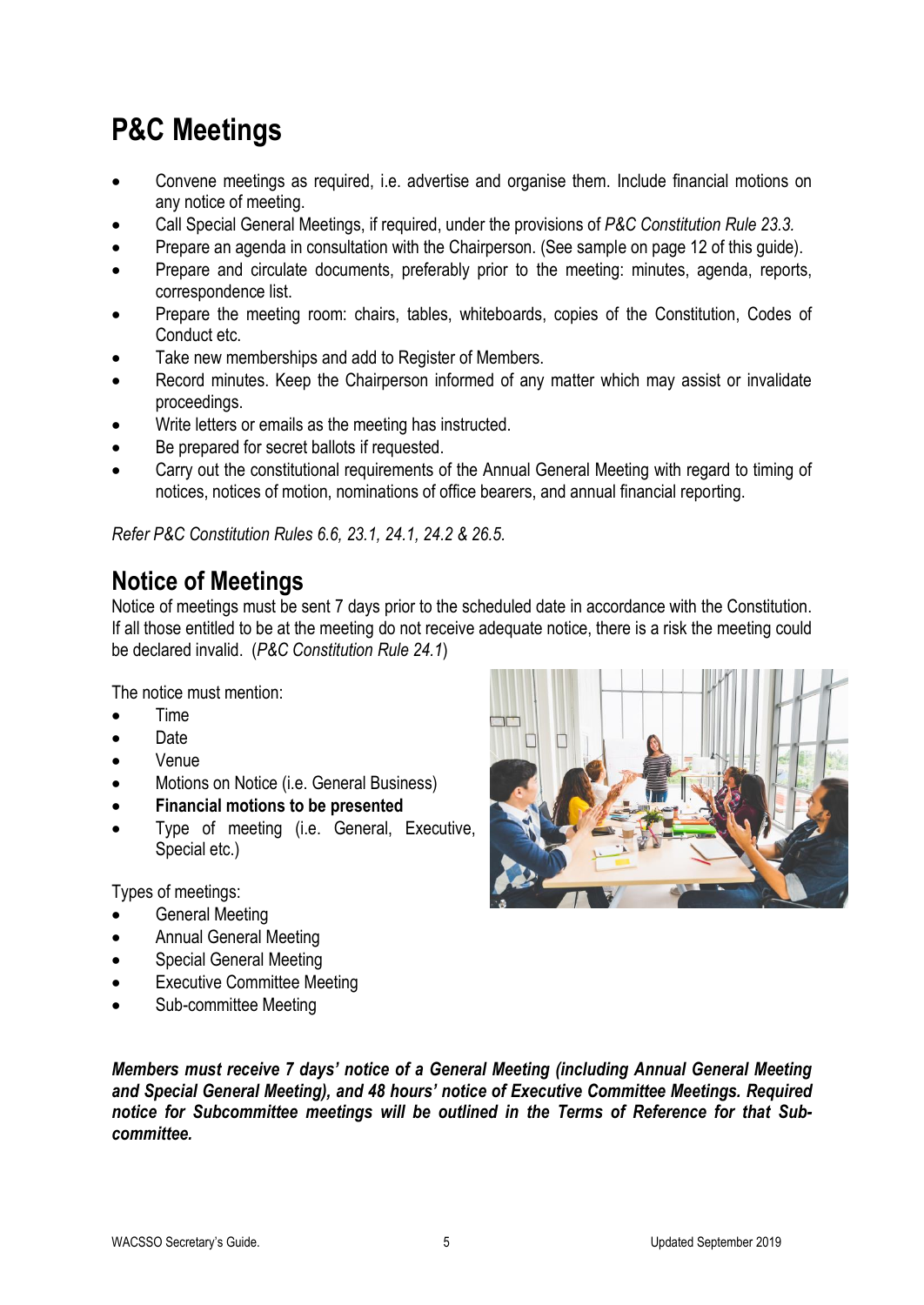# P&C Meetings

- Convene meetings as required, i.e. advertise and organise them. Include financial motions on any notice of meeting.
- Call Special General Meetings, if required, under the provisions of *P&C Constitution Rule 23.3.*
- Prepare an agenda in consultation with the Chairperson. (See sample on page 12 of this guide).
- Prepare and circulate documents, preferably prior to the meeting: minutes, agenda, reports, correspondence list.
- Prepare the meeting room: chairs, tables, whiteboards, copies of the Constitution, Codes of Conduct etc.
- Take new memberships and add to Register of Members.
- Record minutes. Keep the Chairperson informed of any matter which may assist or invalidate proceedings.
- Write letters or emails as the meeting has instructed.
- Be prepared for secret ballots if requested.
- Carry out the constitutional requirements of the Annual General Meeting with regard to timing of notices, notices of motion, nominations of office bearers, and annual financial reporting.

*Refer P&C Constitution Rules 6.6, 23.1, 24.1, 24.2 & 26.5.*

## Notice of Meetings

Notice of meetings must be sent 7 days prior to the scheduled date in accordance with the Constitution. If all those entitled to be at the meeting do not receive adequate notice, there is a risk the meeting could be declared invalid. (*P&C Constitution Rule 24.1*)

The notice must mention:

- Time
- Date
- Venue
- Motions on Notice (i.e. General Business)
- **Financial motions to be presented**
- Type of meeting (i.e. General, Executive, Special etc.)

Types of meetings:

- General Meeting
- Annual General Meeting
- Special General Meeting
- Executive Committee Meeting
- Sub-committee Meeting

***Members must receive 7 days' notice of a General Meeting (including Annual General Meeting and Special General Meeting), and 48 hours' notice of Executive Committee Meetings. Required notice for Subcommittee meetings will be outlined in the Terms of Reference for that Sub-committee.***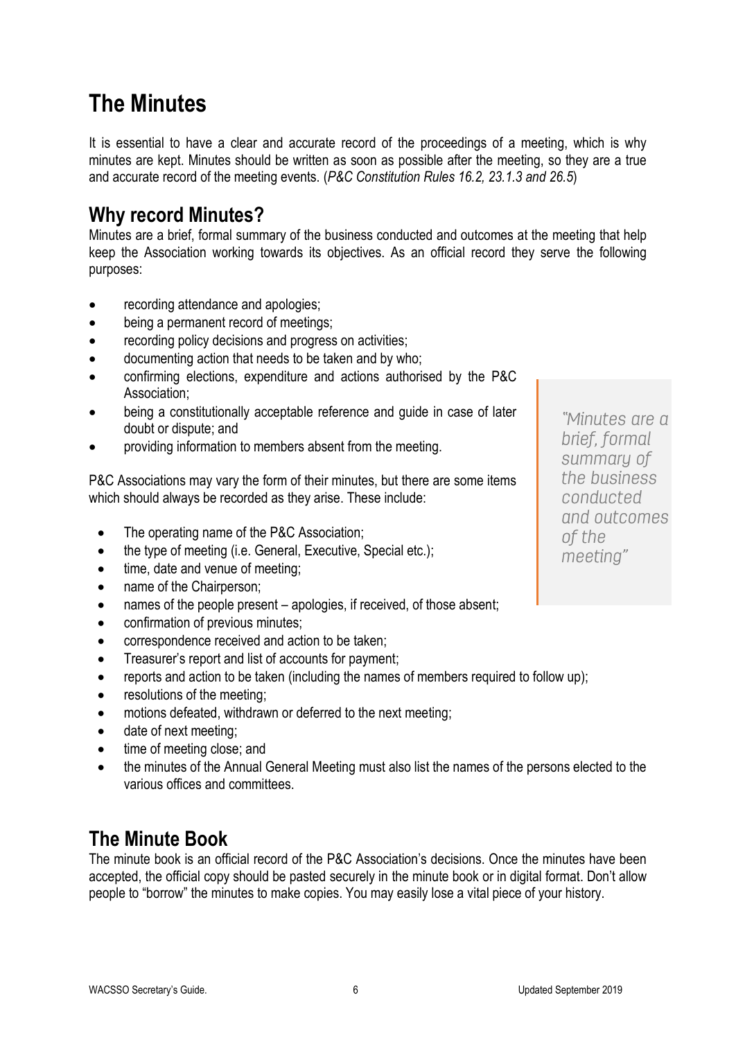# The Minutes

It is essential to have a clear and accurate record of the proceedings of a meeting, which is why minutes are kept. Minutes should be written as soon as possible after the meeting, so they are a true and accurate record of the meeting events. (*P&C Constitution Rules 16.2, 23.1.3 and 26.5*)

## Why record Minutes?

Minutes are a brief, formal summary of the business conducted and outcomes at the meeting that help keep the Association working towards its objectives. As an official record they serve the following purposes:

- recording attendance and apologies;
- being a permanent record of meetings;
- recording policy decisions and progress on activities;
- documenting action that needs to be taken and by who;
- confirming elections, expenditure and actions authorised by the P&C Association;
- being a constitutionally acceptable reference and guide in case of later doubt or dispute; and
- providing information to members absent from the meeting.

> *"Minutes are a brief, formal summary of the business conducted and outcomes of the meeting"*

P&C Associations may vary the form of their minutes, but there are some items which should always be recorded as they arise. These include:

- The operating name of the P&C Association;
- the type of meeting (i.e. General, Executive, Special etc.);
- time, date and venue of meeting;
- name of the Chairperson;
- names of the people present – apologies, if received, of those absent;
- confirmation of previous minutes;
- correspondence received and action to be taken;
- Treasurer's report and list of accounts for payment;
- reports and action to be taken (including the names of members required to follow up);
- resolutions of the meeting;
- motions defeated, withdrawn or deferred to the next meeting;
- date of next meeting;
- time of meeting close; and
- the minutes of the Annual General Meeting must also list the names of the persons elected to the various offices and committees.

## The Minute Book

The minute book is an official record of the P&C Association's decisions. Once the minutes have been accepted, the official copy should be pasted securely in the minute book or in digital format. Don't allow people to "borrow" the minutes to make copies. You may easily lose a vital piece of your history.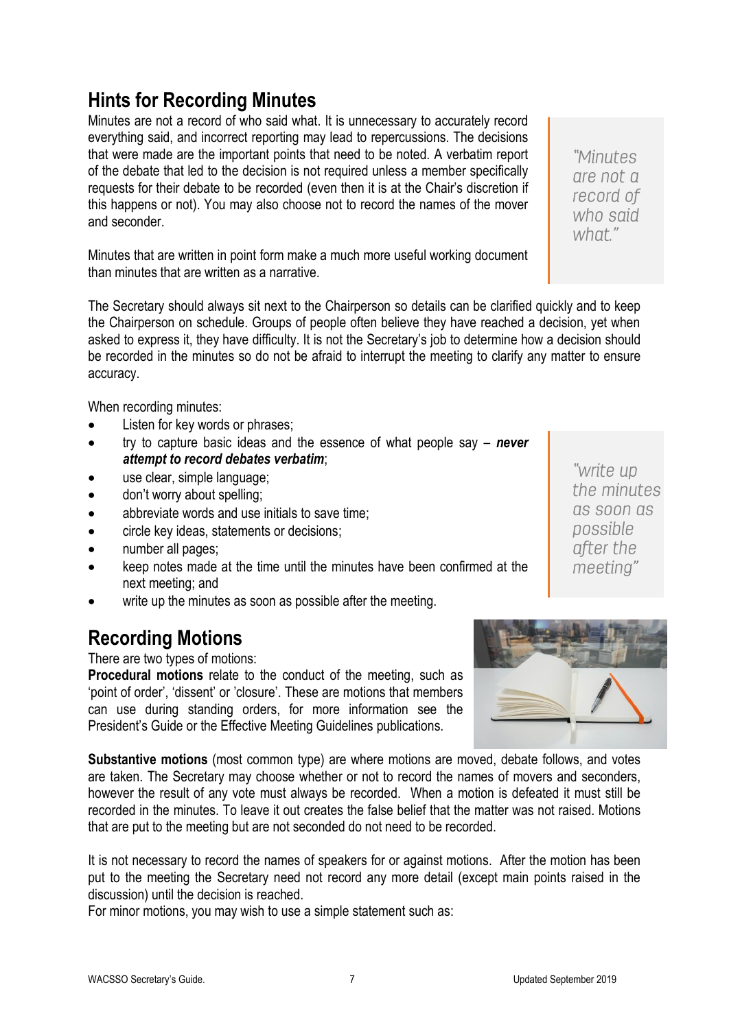## Hints for Recording Minutes

Minutes are not a record of who said what. It is unnecessary to accurately record everything said, and incorrect reporting may lead to repercussions. The decisions that were made are the important points that need to be noted. A verbatim report of the debate that led to the decision is not required unless a member specifically requests for their debate to be recorded (even then it is at the Chair's discretion if this happens or not). You may also choose not to record the names of the mover and seconder.

> "Minutes are not a record of who said what."

Minutes that are written in point form make a much more useful working document than minutes that are written as a narrative.

The Secretary should always sit next to the Chairperson so details can be clarified quickly and to keep the Chairperson on schedule. Groups of people often believe they have reached a decision, yet when asked to express it, they have difficulty. It is not the Secretary's job to determine how a decision should be recorded in the minutes so do not be afraid to interrupt the meeting to clarify any matter to ensure accuracy.

When recording minutes:

- Listen for key words or phrases;
- try to capture basic ideas and the essence of what people say – ***never attempt to record debates verbatim***;
- use clear, simple language;
- don't worry about spelling;
- abbreviate words and use initials to save time;
- circle key ideas, statements or decisions;
- number all pages;
- keep notes made at the time until the minutes have been confirmed at the next meeting; and
- write up the minutes as soon as possible after the meeting.

> "write up the minutes as soon as possible after the meeting"

## Recording Motions

There are two types of motions:

**Procedural motions** relate to the conduct of the meeting, such as 'point of order', 'dissent' or 'closure'. These are motions that members can use during standing orders, for more information see the President's Guide or the Effective Meeting Guidelines publications.

**Substantive motions** (most common type) are where motions are moved, debate follows, and votes are taken. The Secretary may choose whether or not to record the names of movers and seconders, however the result of any vote must always be recorded. When a motion is defeated it must still be recorded in the minutes. To leave it out creates the false belief that the matter was not raised. Motions that are put to the meeting but are not seconded do not need to be recorded.

It is not necessary to record the names of speakers for or against motions. After the motion has been put to the meeting the Secretary need not record any more detail (except main points raised in the discussion) until the decision is reached.

For minor motions, you may wish to use a simple statement such as: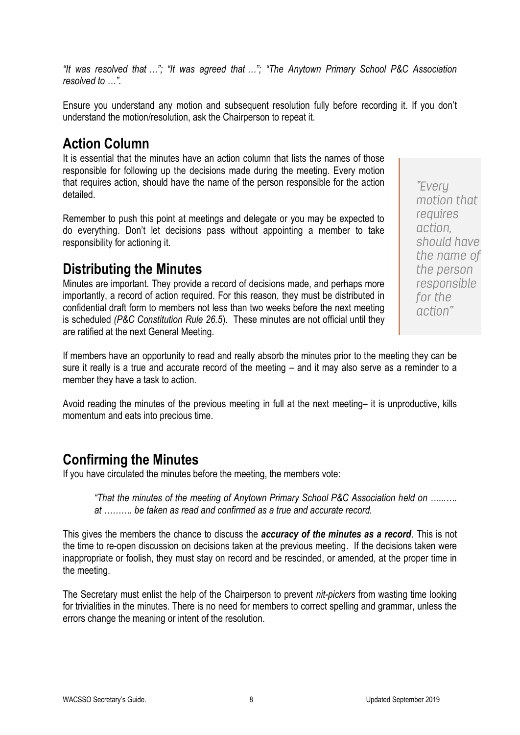*"It was resolved that …"; "It was agreed that …"; "The Anytown Primary School P&C Association resolved to …".*

Ensure you understand any motion and subsequent resolution fully before recording it. If you don't understand the motion/resolution, ask the Chairperson to repeat it.

## Action Column

It is essential that the minutes have an action column that lists the names of those responsible for following up the decisions made during the meeting. Every motion that requires action, should have the name of the person responsible for the action detailed.

Remember to push this point at meetings and delegate or you may be expected to do everything. Don't let decisions pass without appointing a member to take responsibility for actioning it.

> *"Every motion that requires action, should have the name of the person responsible for the action"*

## Distributing the Minutes

Minutes are important. They provide a record of decisions made, and perhaps more importantly, a record of action required. For this reason, they must be distributed in confidential draft form to members not less than two weeks before the next meeting is scheduled *(P&C Constitution Rule 26.5*). These minutes are not official until they are ratified at the next General Meeting.

If members have an opportunity to read and really absorb the minutes prior to the meeting they can be sure it really is a true and accurate record of the meeting – and it may also serve as a reminder to a member they have a task to action.

Avoid reading the minutes of the previous meeting in full at the next meeting– it is unproductive, kills momentum and eats into precious time.

## Confirming the Minutes

If you have circulated the minutes before the meeting, the members vote:

> *"That the minutes of the meeting of Anytown Primary School P&C Association held on …..….. at ………. be taken as read and confirmed as a true and accurate record.*

This gives the members the chance to discuss the ***accuracy of the minutes as a record***. This is not the time to re-open discussion on decisions taken at the previous meeting. If the decisions taken were inappropriate or foolish, they must stay on record and be rescinded, or amended, at the proper time in the meeting.

The Secretary must enlist the help of the Chairperson to prevent *nit-pickers* from wasting time looking for trivialities in the minutes. There is no need for members to correct spelling and grammar, unless the errors change the meaning or intent of the resolution.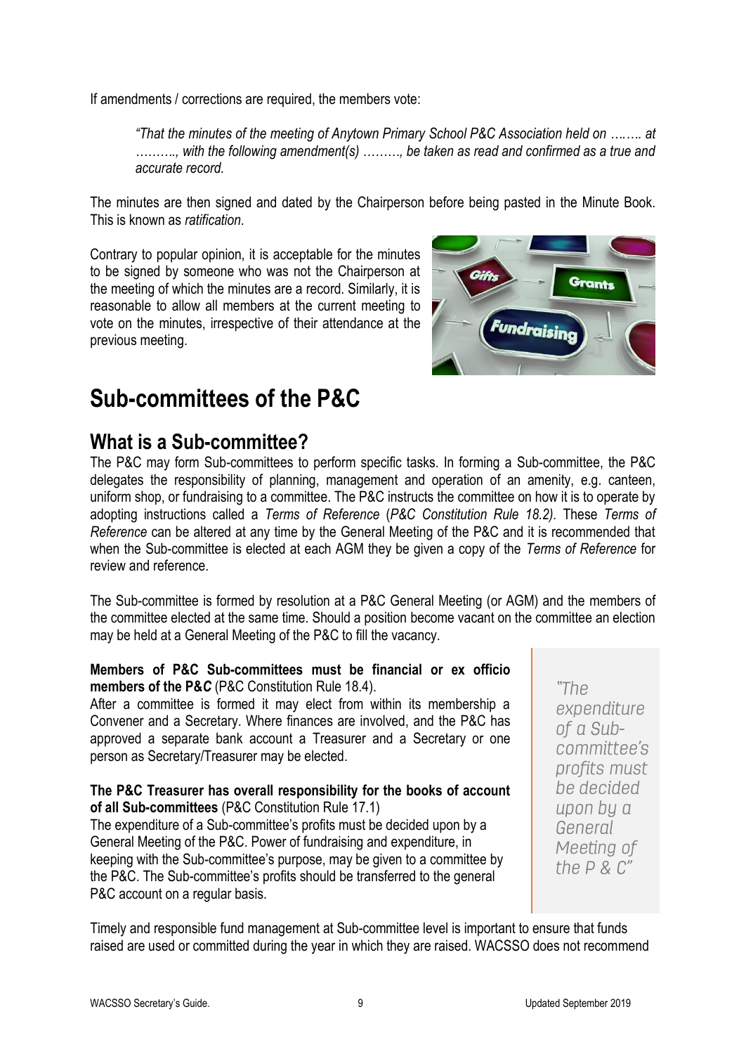If amendments / corrections are required, the members vote:

> *"That the minutes of the meeting of Anytown Primary School P&C Association held on ……. at ………., with the following amendment(s) ………, be taken as read and confirmed as a true and accurate record.*

The minutes are then signed and dated by the Chairperson before being pasted in the Minute Book. This is known as *ratification*.

Contrary to popular opinion, it is acceptable for the minutes to be signed by someone who was not the Chairperson at the meeting of which the minutes are a record. Similarly, it is reasonable to allow all members at the current meeting to vote on the minutes, irrespective of their attendance at the previous meeting.

# Sub-committees of the P&C

## What is a Sub-committee?

The P&C may form Sub-committees to perform specific tasks. In forming a Sub-committee, the P&C delegates the responsibility of planning, management and operation of an amenity, e.g. canteen, uniform shop, or fundraising to a committee. The P&C instructs the committee on how it is to operate by adopting instructions called a *Terms of Reference* (*P&C Constitution Rule 18.2).* These *Terms of Reference* can be altered at any time by the General Meeting of the P&C and it is recommended that when the Sub-committee is elected at each AGM they be given a copy of the *Terms of Reference* for review and reference.

The Sub-committee is formed by resolution at a P&C General Meeting (or AGM) and the members of the committee elected at the same time. Should a position become vacant on the committee an election may be held at a General Meeting of the P&C to fill the vacancy.

**Members of P&C Sub-committees must be financial or ex officio members of the P&*C*** (P&C Constitution Rule 18.4).

After a committee is formed it may elect from within its membership a Convener and a Secretary. Where finances are involved, and the P&C has approved a separate bank account a Treasurer and a Secretary or one person as Secretary/Treasurer may be elected.

**The P&C Treasurer has overall responsibility for the books of account of all Sub-committees** (P&C Constitution Rule 17.1)

The expenditure of a Sub-committee's profits must be decided upon by a General Meeting of the P&C. Power of fundraising and expenditure, in keeping with the Sub-committee's purpose, may be given to a committee by the P&C. The Sub-committee's profits should be transferred to the general P&C account on a regular basis.

> *"The expenditure of a Sub-committee's profits must be decided upon by a General Meeting of the P & C"*

Timely and responsible fund management at Sub-committee level is important to ensure that funds raised are used or committed during the year in which they are raised. WACSSO does not recommend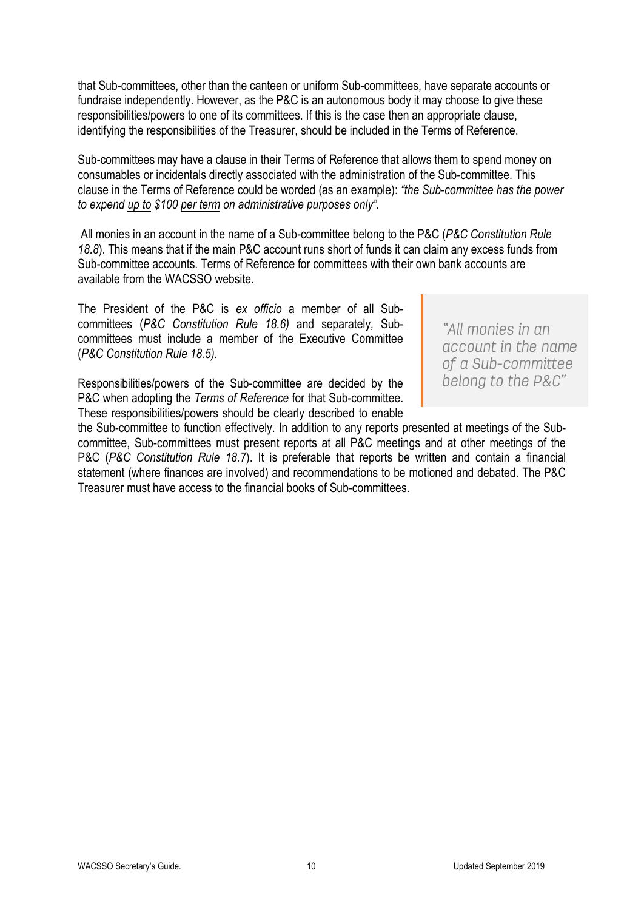that Sub-committees, other than the canteen or uniform Sub-committees, have separate accounts or fundraise independently. However, as the P&C is an autonomous body it may choose to give these responsibilities/powers to one of its committees. If this is the case then an appropriate clause, identifying the responsibilities of the Treasurer, should be included in the Terms of Reference.

Sub-committees may have a clause in their Terms of Reference that allows them to spend money on consumables or incidentals directly associated with the administration of the Sub-committee. This clause in the Terms of Reference could be worded (as an example): *"the Sub-committee has the power to expend up to $100 per term on administrative purposes only".*

All monies in an account in the name of a Sub-committee belong to the P&C (*P&C Constitution Rule 18.8*). This means that if the main P&C account runs short of funds it can claim any excess funds from Sub-committee accounts. Terms of Reference for committees with their own bank accounts are available from the WACSSO website.

The President of the P&C is *ex officio* a member of all Sub-committees (*P&C Constitution Rule 18.6)* and separately, Sub-committees must include a member of the Executive Committee (*P&C Constitution Rule 18.5).*

> *"All monies in an account in the name of a Sub-committee belong to the P&C"*

Responsibilities/powers of the Sub-committee are decided by the P&C when adopting the *Terms of Reference* for that Sub-committee. These responsibilities/powers should be clearly described to enable the Sub-committee to function effectively. In addition to any reports presented at meetings of the Sub-committee, Sub-committees must present reports at all P&C meetings and at other meetings of the P&C (*P&C Constitution Rule 18.7*). It is preferable that reports be written and contain a financial statement (where finances are involved) and recommendations to be motioned and debated. The P&C Treasurer must have access to the financial books of Sub-committees.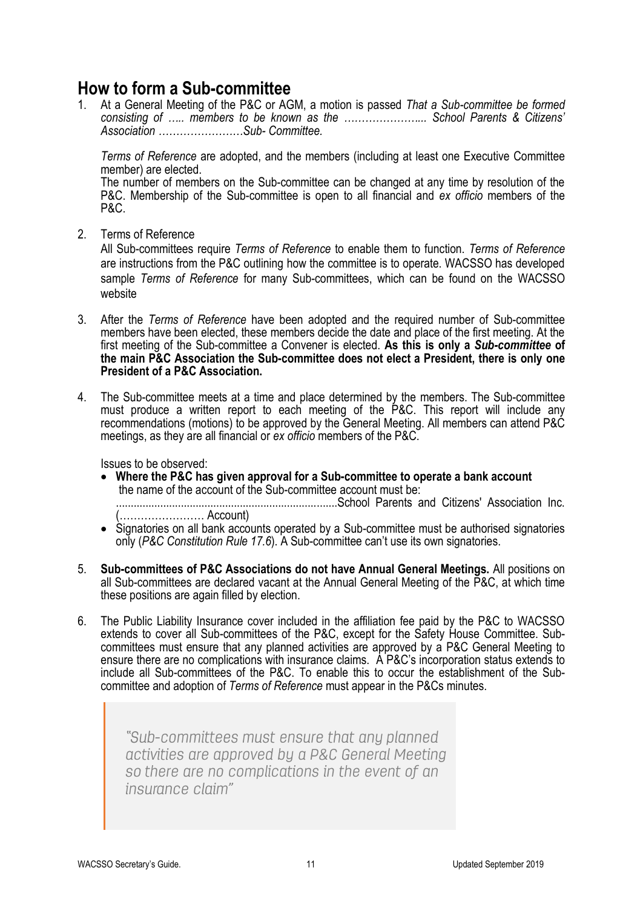## How to form a Sub-committee

1. At a General Meeting of the P&C or AGM, a motion is passed *That a Sub-committee be formed consisting of ….. members to be known as the ………………….. School Parents & Citizens' Association ……………………Sub- Committee.*

   *Terms of Reference* are adopted, and the members (including at least one Executive Committee member) are elected.
   The number of members on the Sub-committee can be changed at any time by resolution of the P&C. Membership of the Sub-committee is open to all financial and *ex officio* members of the P&C.

2. Terms of Reference
   All Sub-committees require *Terms of Reference* to enable them to function. *Terms of Reference* are instructions from the P&C outlining how the committee is to operate. WACSSO has developed sample *Terms of Reference* for many Sub-committees, which can be found on the WACSSO website

3. After the *Terms of Reference* have been adopted and the required number of Sub-committee members have been elected, these members decide the date and place of the first meeting. At the first meeting of the Sub-committee a Convener is elected. **As this is only a *Sub-committee* of the main P&C Association the Sub-committee does not elect a President, there is only one President of a P&C Association.**

4. The Sub-committee meets at a time and place determined by the members. The Sub-committee must produce a written report to each meeting of the P&C. This report will include any recommendations (motions) to be approved by the General Meeting. All members can attend P&C meetings, as they are all financial or *ex officio* members of the P&C.

   Issues to be observed:
   - **Where the P&C has given approval for a Sub-committee to operate a bank account** the name of the account of the Sub-committee account must be: ..........................................................................School Parents and Citizens' Association Inc. (…………………… Account)
   - Signatories on all bank accounts operated by a Sub-committee must be authorised signatories only (*P&C Constitution Rule 17.6*). A Sub-committee can't use its own signatories.

5. **Sub-committees of P&C Associations do not have Annual General Meetings.** All positions on all Sub-committees are declared vacant at the Annual General Meeting of the P&C, at which time these positions are again filled by election.

6. The Public Liability Insurance cover included in the affiliation fee paid by the P&C to WACSSO extends to cover all Sub-committees of the P&C, except for the Safety House Committee. Sub-committees must ensure that any planned activities are approved by a P&C General Meeting to ensure there are no complications with insurance claims. A P&C's incorporation status extends to include all Sub-committees of the P&C. To enable this to occur the establishment of the Sub-committee and adoption of *Terms of Reference* must appear in the P&Cs minutes.

> *"Sub-committees must ensure that any planned activities are approved by a P&C General Meeting so there are no complications in the event of an insurance claim"*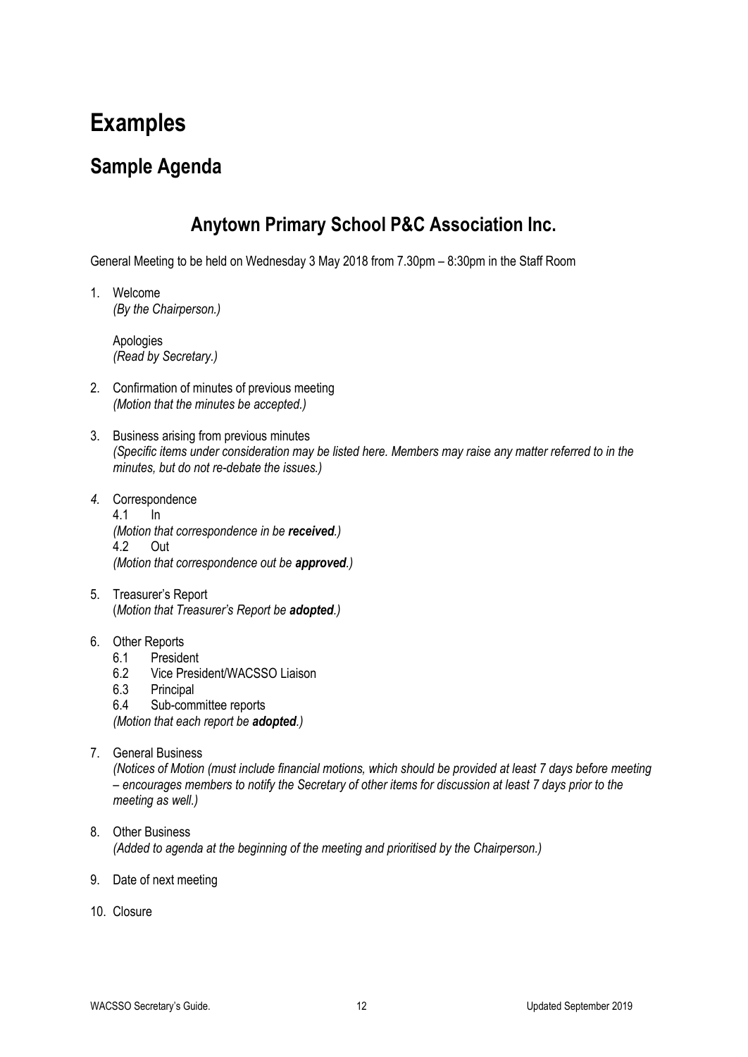# Examples

## Sample Agenda

### Anytown Primary School P&C Association Inc.

General Meeting to be held on Wednesday 3 May 2018 from 7.30pm – 8:30pm in the Staff Room

1. Welcome
   *(By the Chairperson.)*

   Apologies
   *(Read by Secretary.)*

2. Confirmation of minutes of previous meeting
   *(Motion that the minutes be accepted.)*

3. Business arising from previous minutes
   *(Specific items under consideration may be listed here. Members may raise any matter referred to in the minutes, but do not re-debate the issues.)*

4. Correspondence
   4.1 In
   *(Motion that correspondence in be **received**.)*
   4.2 Out
   *(Motion that correspondence out be **approved**.)*

5. Treasurer's Report
   (*Motion that Treasurer's Report be **adopted**.)*

6. Other Reports
   6.1 President
   6.2 Vice President/WACSSO Liaison
   6.3 Principal
   6.4 Sub-committee reports
   *(Motion that each report be **adopted**.)*

7. General Business
   *(Notices of Motion (must include financial motions, which should be provided at least 7 days before meeting – encourages members to notify the Secretary of other items for discussion at least 7 days prior to the meeting as well.)*

8. Other Business
   *(Added to agenda at the beginning of the meeting and prioritised by the Chairperson.)*

9. Date of next meeting

10. Closure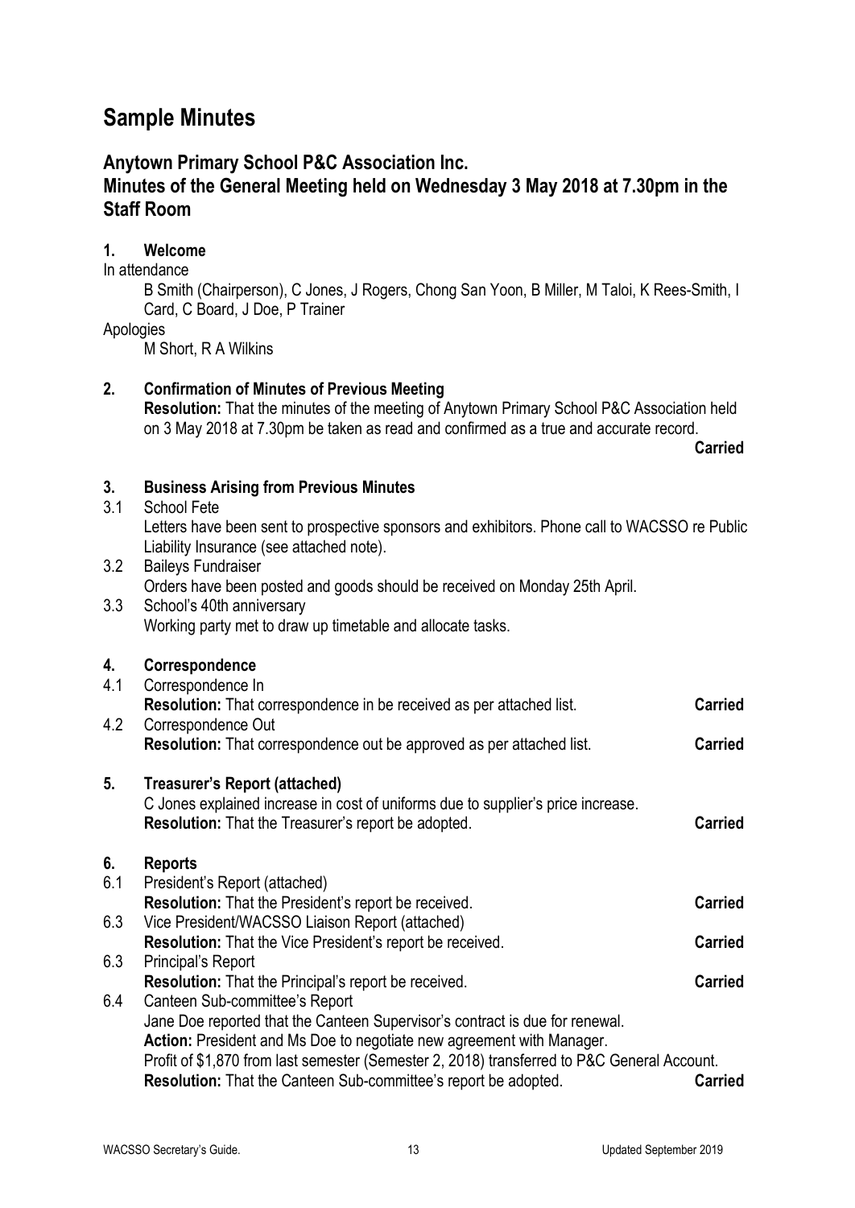# Sample Minutes

## Anytown Primary School P&C Association Inc.
## Minutes of the General Meeting held on Wednesday 3 May 2018 at 7.30pm in the Staff Room

### 1. Welcome

In attendance

B Smith (Chairperson), C Jones, J Rogers, Chong San Yoon, B Miller, M Taloi, K Rees-Smith, I Card, C Board, J Doe, P Trainer

Apologies

M Short, R A Wilkins

### 2. Confirmation of Minutes of Previous Meeting

**Resolution:** That the minutes of the meeting of Anytown Primary School P&C Association held on 3 May 2018 at 7.30pm be taken as read and confirmed as a true and accurate record.

**Carried**

### 3. Business Arising from Previous Minutes

3.1 School Fete

Letters have been sent to prospective sponsors and exhibitors. Phone call to WACSSO re Public Liability Insurance (see attached note).

3.2 Baileys Fundraiser

Orders have been posted and goods should be received on Monday 25th April.

3.3 School's 40th anniversary

Working party met to draw up timetable and allocate tasks.

### 4. Correspondence

4.1 Correspondence In

**Resolution:** That correspondence in be received as per attached list. **Carried**

4.2 Correspondence Out

**Resolution:** That correspondence out be approved as per attached list. **Carried**

### 5. Treasurer's Report (attached)

C Jones explained increase in cost of uniforms due to supplier's price increase.

**Resolution:** That the Treasurer's report be adopted. **Carried**

### 6. Reports

6.1 President's Report (attached)

**Resolution:** That the President's report be received. **Carried**

6.3 Vice President/WACSSO Liaison Report (attached)

**Resolution:** That the Vice President's report be received. **Carried**

6.3 Principal's Report

**Resolution:** That the Principal's report be received. **Carried**

6.4 Canteen Sub-committee's Report

Jane Doe reported that the Canteen Supervisor's contract is due for renewal.

**Action:** President and Ms Doe to negotiate new agreement with Manager.

Profit of $1,870 from last semester (Semester 2, 2018) transferred to P&C General Account.

**Resolution:** That the Canteen Sub-committee's report be adopted. **Carried**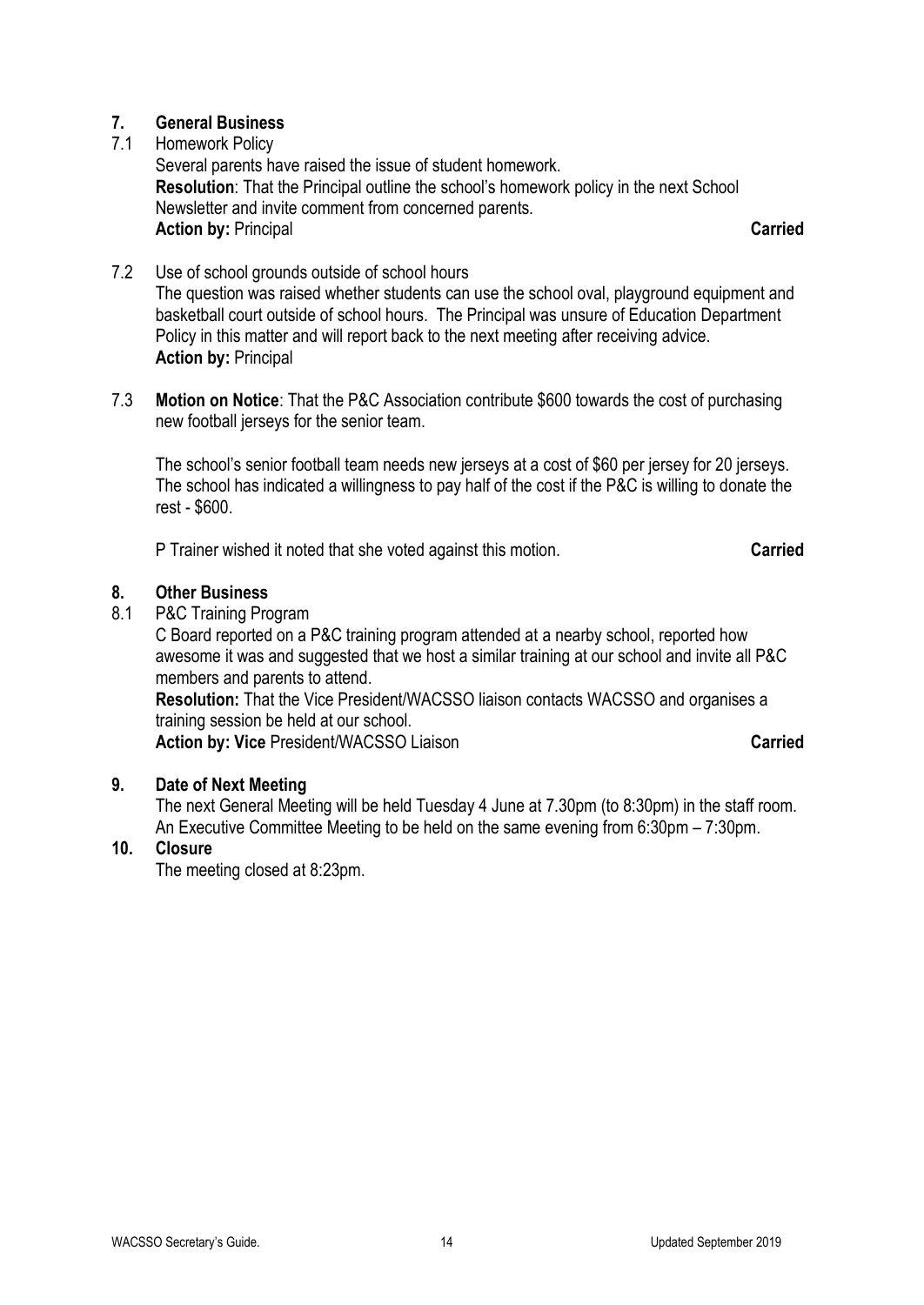## 7. General Business

**7.1 Homework Policy**

Several parents have raised the issue of student homework.

**Resolution**: That the Principal outline the school's homework policy in the next School Newsletter and invite comment from concerned parents.

**Action by:** Principal **Carried**

**7.2 Use of school grounds outside of school hours**

The question was raised whether students can use the school oval, playground equipment and basketball court outside of school hours. The Principal was unsure of Education Department Policy in this matter and will report back to the next meeting after receiving advice.

**Action by:** Principal

**7.3** **Motion on Notice**: That the P&C Association contribute $600 towards the cost of purchasing new football jerseys for the senior team.

The school's senior football team needs new jerseys at a cost of $60 per jersey for 20 jerseys. The school has indicated a willingness to pay half of the cost if the P&C is willing to donate the rest - $600.

P Trainer wished it noted that she voted against this motion. **Carried**

## 8. Other Business

**8.1 P&C Training Program**

C Board reported on a P&C training program attended at a nearby school, reported how awesome it was and suggested that we host a similar training at our school and invite all P&C members and parents to attend.

**Resolution:** That the Vice President/WACSSO liaison contacts WACSSO and organises a training session be held at our school.

**Action by: Vice** President/WACSSO Liaison **Carried**

## 9. Date of Next Meeting

The next General Meeting will be held Tuesday 4 June at 7.30pm (to 8:30pm) in the staff room. An Executive Committee Meeting to be held on the same evening from 6:30pm – 7:30pm.

## 10. Closure

The meeting closed at 8:23pm.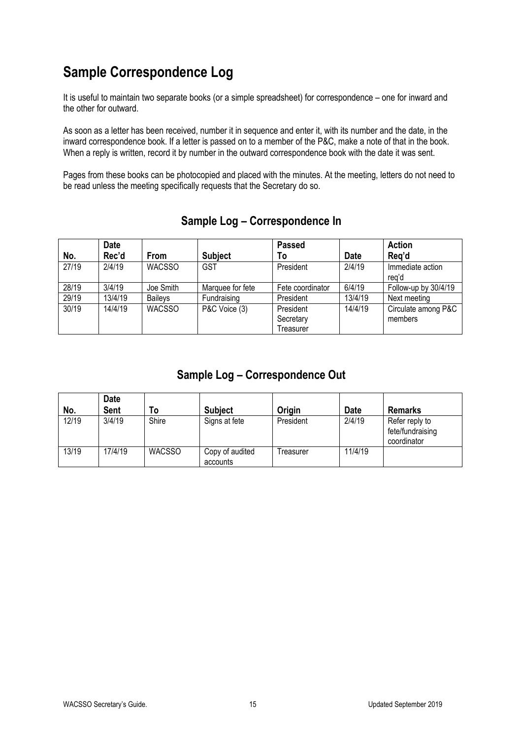# Sample Correspondence Log

It is useful to maintain two separate books (or a simple spreadsheet) for correspondence – one for inward and the other for outward.

As soon as a letter has been received, number it in sequence and enter it, with its number and the date, in the inward correspondence book. If a letter is passed on to a member of the P&C, make a note of that in the book. When a reply is written, record it by number in the outward correspondence book with the date it was sent.

Pages from these books can be photocopied and placed with the minutes. At the meeting, letters do not need to be read unless the meeting specifically requests that the Secretary do so.

## Sample Log – Correspondence In

| No. | Date Rec'd | From | Subject | Passed To | Date | Action Req'd |
|---|---|---|---|---|---|---|
| 27/19 | 2/4/19 | WACSSO | GST | President | 2/4/19 | Immediate action req'd |
| 28/19 | 3/4/19 | Joe Smith | Marquee for fete | Fete coordinator | 6/4/19 | Follow-up by 30/4/19 |
| 29/19 | 13/4/19 | Baileys | Fundraising | President | 13/4/19 | Next meeting |
| 30/19 | 14/4/19 | WACSSO | P&C Voice (3) | President<br>Secretary<br>Treasurer | 14/4/19 | Circulate among P&C members |

## Sample Log – Correspondence Out

| No. | Date Sent | To | Subject | Origin | Date | Remarks |
|---|---|---|---|---|---|---|
| 12/19 | 3/4/19 | Shire | Signs at fete | President | 2/4/19 | Refer reply to fete/fundraising coordinator |
| 13/19 | 17/4/19 | WACSSO | Copy of audited accounts | Treasurer | 11/4/19 | |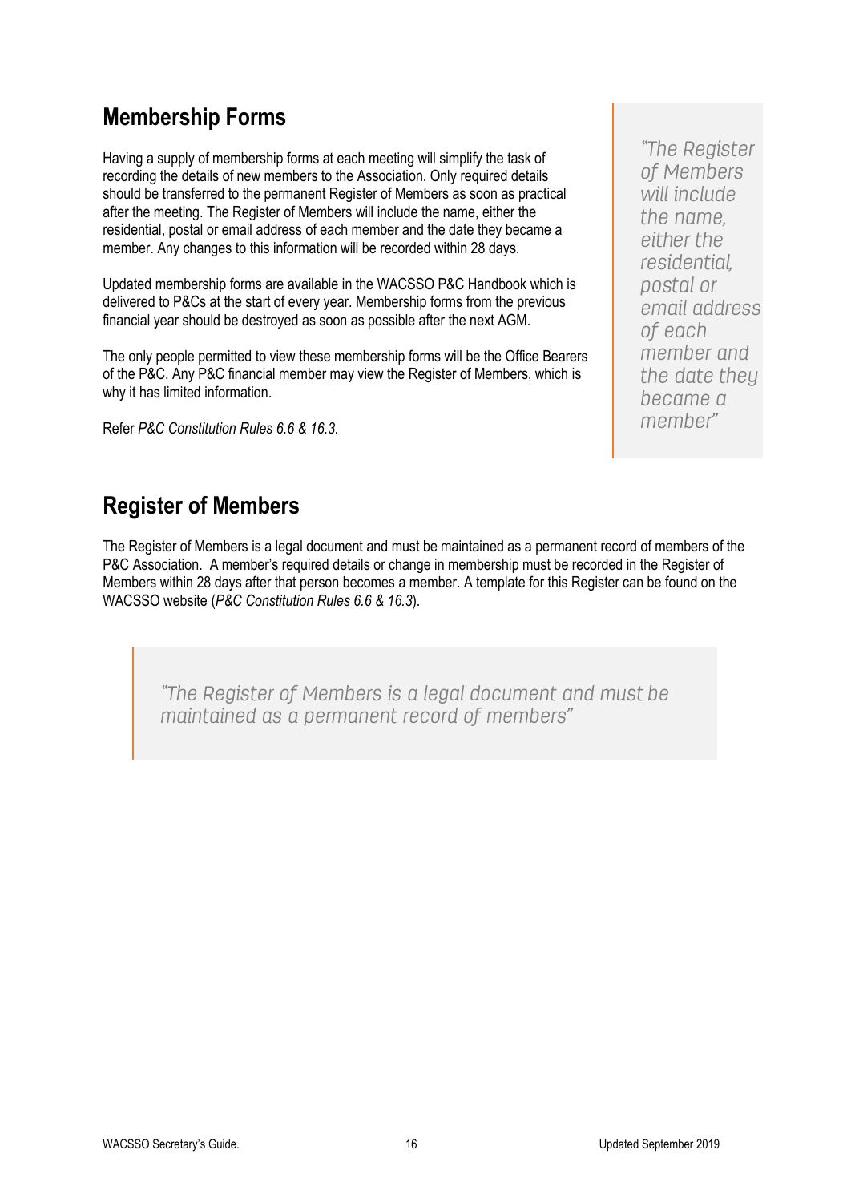## Membership Forms

Having a supply of membership forms at each meeting will simplify the task of recording the details of new members to the Association. Only required details should be transferred to the permanent Register of Members as soon as practical after the meeting. The Register of Members will include the name, either the residential, postal or email address of each member and the date they became a member. Any changes to this information will be recorded within 28 days.

Updated membership forms are available in the WACSSO P&C Handbook which is delivered to P&Cs at the start of every year. Membership forms from the previous financial year should be destroyed as soon as possible after the next AGM.

The only people permitted to view these membership forms will be the Office Bearers of the P&C. Any P&C financial member may view the Register of Members, which is why it has limited information.

Refer *P&C Constitution Rules 6.6 & 16.3.*

> *"The Register of Members will include the name, either the residential, postal or email address of each member and the date they became a member"*

## Register of Members

The Register of Members is a legal document and must be maintained as a permanent record of members of the P&C Association. A member's required details or change in membership must be recorded in the Register of Members within 28 days after that person becomes a member. A template for this Register can be found on the WACSSO website (*P&C Constitution Rules 6.6 & 16.3*).

> *"The Register of Members is a legal document and must be maintained as a permanent record of members"*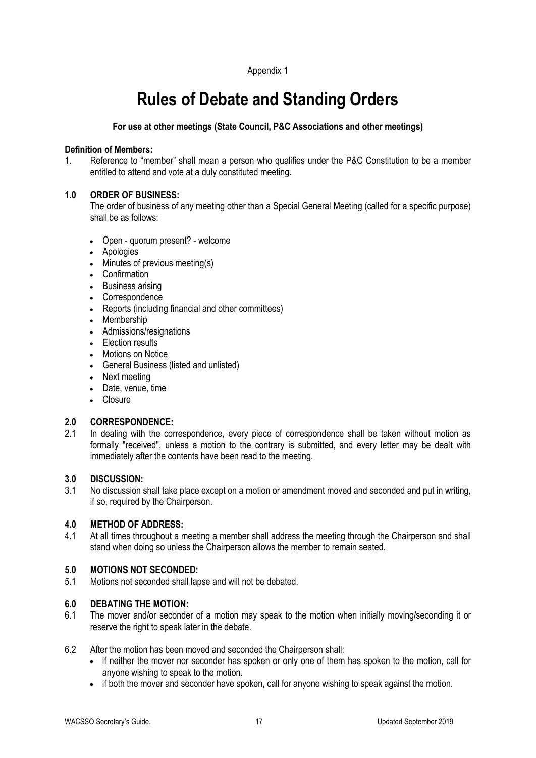Appendix 1

# Rules of Debate and Standing Orders

**For use at other meetings (State Council, P&C Associations and other meetings)**

**Definition of Members:**

1. Reference to "member" shall mean a person who qualifies under the P&C Constitution to be a member entitled to attend and vote at a duly constituted meeting.

## 1.0 ORDER OF BUSINESS:

The order of business of any meeting other than a Special General Meeting (called for a specific purpose) shall be as follows:

- Open - quorum present? - welcome
- Apologies
- Minutes of previous meeting(s)
- Confirmation
- Business arising
- Correspondence
- Reports (including financial and other committees)
- Membership
- Admissions/resignations
- Election results
- Motions on Notice
- General Business (listed and unlisted)
- Next meeting
- Date, venue, time
- Closure

## 2.0 CORRESPONDENCE:

2.1 In dealing with the correspondence, every piece of correspondence shall be taken without motion as formally "received", unless a motion to the contrary is submitted, and every letter may be dealt with immediately after the contents have been read to the meeting.

## 3.0 DISCUSSION:

3.1 No discussion shall take place except on a motion or amendment moved and seconded and put in writing, if so, required by the Chairperson.

## 4.0 METHOD OF ADDRESS:

4.1 At all times throughout a meeting a member shall address the meeting through the Chairperson and shall stand when doing so unless the Chairperson allows the member to remain seated.

## 5.0 MOTIONS NOT SECONDED:

5.1 Motions not seconded shall lapse and will not be debated.

## 6.0 DEBATING THE MOTION:

6.1 The mover and/or seconder of a motion may speak to the motion when initially moving/seconding it or reserve the right to speak later in the debate.

6.2 After the motion has been moved and seconded the Chairperson shall:

- if neither the mover nor seconder has spoken or only one of them has spoken to the motion, call for anyone wishing to speak to the motion.
- if both the mover and seconder have spoken, call for anyone wishing to speak against the motion.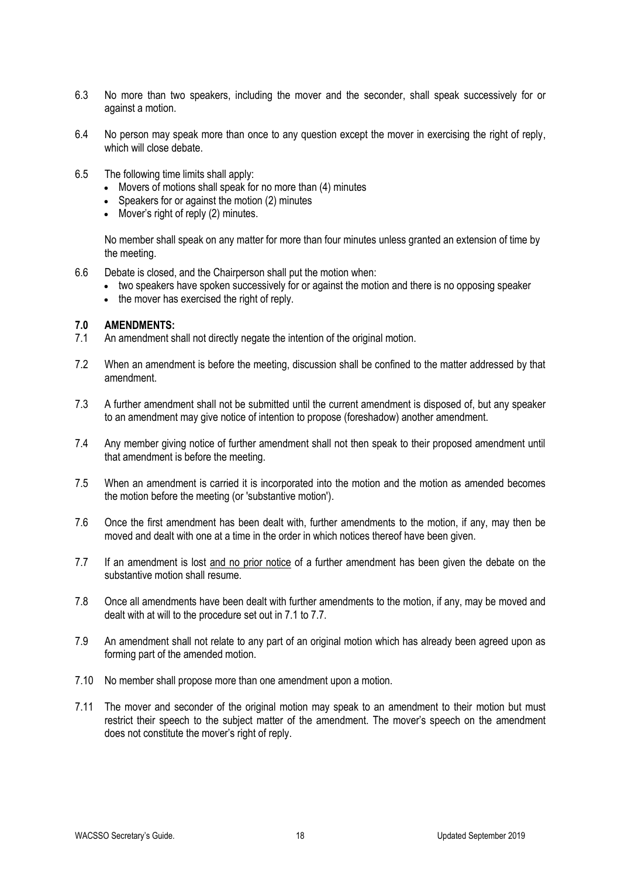6.3 No more than two speakers, including the mover and the seconder, shall speak successively for or against a motion.

6.4 No person may speak more than once to any question except the mover in exercising the right of reply, which will close debate.

6.5 The following time limits shall apply:

- Movers of motions shall speak for no more than (4) minutes
- Speakers for or against the motion (2) minutes
- Mover's right of reply (2) minutes.

No member shall speak on any matter for more than four minutes unless granted an extension of time by the meeting.

6.6 Debate is closed, and the Chairperson shall put the motion when:

- two speakers have spoken successively for or against the motion and there is no opposing speaker
- the mover has exercised the right of reply.

## 7.0 AMENDMENTS:

7.1 An amendment shall not directly negate the intention of the original motion.

7.2 When an amendment is before the meeting, discussion shall be confined to the matter addressed by that amendment.

7.3 A further amendment shall not be submitted until the current amendment is disposed of, but any speaker to an amendment may give notice of intention to propose (foreshadow) another amendment.

7.4 Any member giving notice of further amendment shall not then speak to their proposed amendment until that amendment is before the meeting.

7.5 When an amendment is carried it is incorporated into the motion and the motion as amended becomes the motion before the meeting (or 'substantive motion').

7.6 Once the first amendment has been dealt with, further amendments to the motion, if any, may then be moved and dealt with one at a time in the order in which notices thereof have been given.

7.7 If an amendment is lost <u>and no prior notice</u> of a further amendment has been given the debate on the substantive motion shall resume.

7.8 Once all amendments have been dealt with further amendments to the motion, if any, may be moved and dealt with at will to the procedure set out in 7.1 to 7.7.

7.9 An amendment shall not relate to any part of an original motion which has already been agreed upon as forming part of the amended motion.

7.10 No member shall propose more than one amendment upon a motion.

7.11 The mover and seconder of the original motion may speak to an amendment to their motion but must restrict their speech to the subject matter of the amendment. The mover's speech on the amendment does not constitute the mover's right of reply.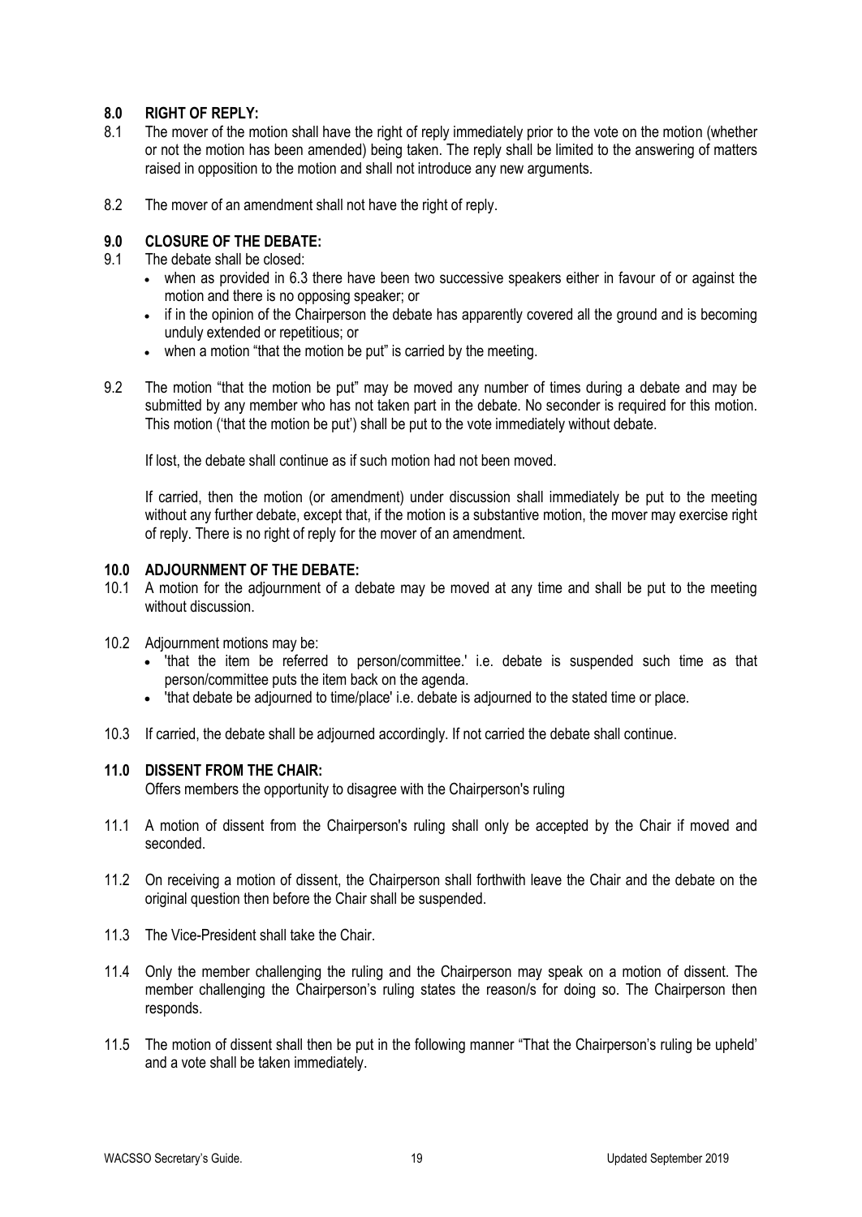## 8.0 RIGHT OF REPLY:

8.1 The mover of the motion shall have the right of reply immediately prior to the vote on the motion (whether or not the motion has been amended) being taken. The reply shall be limited to the answering of matters raised in opposition to the motion and shall not introduce any new arguments.

8.2 The mover of an amendment shall not have the right of reply.

## 9.0 CLOSURE OF THE DEBATE:

9.1 The debate shall be closed:

- when as provided in 6.3 there have been two successive speakers either in favour of or against the motion and there is no opposing speaker; or
- if in the opinion of the Chairperson the debate has apparently covered all the ground and is becoming unduly extended or repetitious; or
- when a motion "that the motion be put" is carried by the meeting.

9.2 The motion "that the motion be put" may be moved any number of times during a debate and may be submitted by any member who has not taken part in the debate. No seconder is required for this motion. This motion ('that the motion be put') shall be put to the vote immediately without debate.

If lost, the debate shall continue as if such motion had not been moved.

If carried, then the motion (or amendment) under discussion shall immediately be put to the meeting without any further debate, except that, if the motion is a substantive motion, the mover may exercise right of reply. There is no right of reply for the mover of an amendment.

## 10.0 ADJOURNMENT OF THE DEBATE:

10.1 A motion for the adjournment of a debate may be moved at any time and shall be put to the meeting without discussion.

10.2 Adjournment motions may be:

- 'that the item be referred to person/committee.' i.e. debate is suspended such time as that person/committee puts the item back on the agenda.
- 'that debate be adjourned to time/place' i.e. debate is adjourned to the stated time or place.

10.3 If carried, the debate shall be adjourned accordingly. If not carried the debate shall continue.

## 11.0 DISSENT FROM THE CHAIR:

Offers members the opportunity to disagree with the Chairperson's ruling

11.1 A motion of dissent from the Chairperson's ruling shall only be accepted by the Chair if moved and seconded.

11.2 On receiving a motion of dissent, the Chairperson shall forthwith leave the Chair and the debate on the original question then before the Chair shall be suspended.

11.3 The Vice-President shall take the Chair.

11.4 Only the member challenging the ruling and the Chairperson may speak on a motion of dissent. The member challenging the Chairperson's ruling states the reason/s for doing so. The Chairperson then responds.

11.5 The motion of dissent shall then be put in the following manner "That the Chairperson's ruling be upheld' and a vote shall be taken immediately.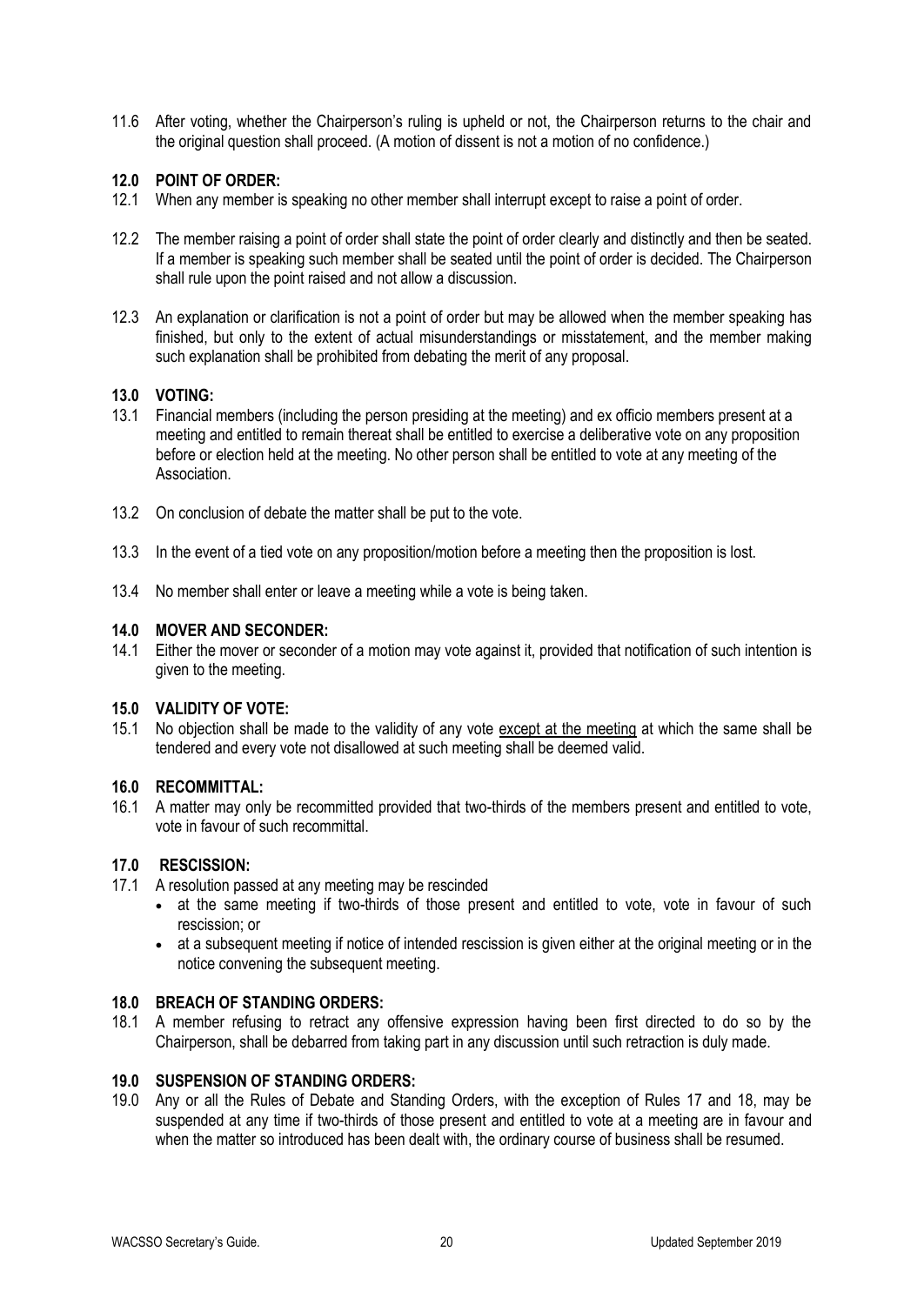11.6 After voting, whether the Chairperson's ruling is upheld or not, the Chairperson returns to the chair and the original question shall proceed. (A motion of dissent is not a motion of no confidence.)

### 12.0 POINT OF ORDER:

12.1 When any member is speaking no other member shall interrupt except to raise a point of order.

12.2 The member raising a point of order shall state the point of order clearly and distinctly and then be seated. If a member is speaking such member shall be seated until the point of order is decided. The Chairperson shall rule upon the point raised and not allow a discussion.

12.3 An explanation or clarification is not a point of order but may be allowed when the member speaking has finished, but only to the extent of actual misunderstandings or misstatement, and the member making such explanation shall be prohibited from debating the merit of any proposal.

### 13.0 VOTING:

13.1 Financial members (including the person presiding at the meeting) and ex officio members present at a meeting and entitled to remain thereat shall be entitled to exercise a deliberative vote on any proposition before or election held at the meeting. No other person shall be entitled to vote at any meeting of the Association.

13.2 On conclusion of debate the matter shall be put to the vote.

13.3 In the event of a tied vote on any proposition/motion before a meeting then the proposition is lost.

13.4 No member shall enter or leave a meeting while a vote is being taken.

### 14.0 MOVER AND SECONDER:

14.1 Either the mover or seconder of a motion may vote against it, provided that notification of such intention is given to the meeting.

### 15.0 VALIDITY OF VOTE:

15.1 No objection shall be made to the validity of any vote except at the meeting at which the same shall be tendered and every vote not disallowed at such meeting shall be deemed valid.

### 16.0 RECOMMITTAL:

16.1 A matter may only be recommitted provided that two-thirds of the members present and entitled to vote, vote in favour of such recommittal.

### 17.0 RESCISSION:

17.1 A resolution passed at any meeting may be rescinded

- at the same meeting if two-thirds of those present and entitled to vote, vote in favour of such rescission; or
- at a subsequent meeting if notice of intended rescission is given either at the original meeting or in the notice convening the subsequent meeting.

### 18.0 BREACH OF STANDING ORDERS:

18.1 A member refusing to retract any offensive expression having been first directed to do so by the Chairperson, shall be debarred from taking part in any discussion until such retraction is duly made.

### 19.0 SUSPENSION OF STANDING ORDERS:

19.0 Any or all the Rules of Debate and Standing Orders, with the exception of Rules 17 and 18, may be suspended at any time if two-thirds of those present and entitled to vote at a meeting are in favour and when the matter so introduced has been dealt with, the ordinary course of business shall be resumed.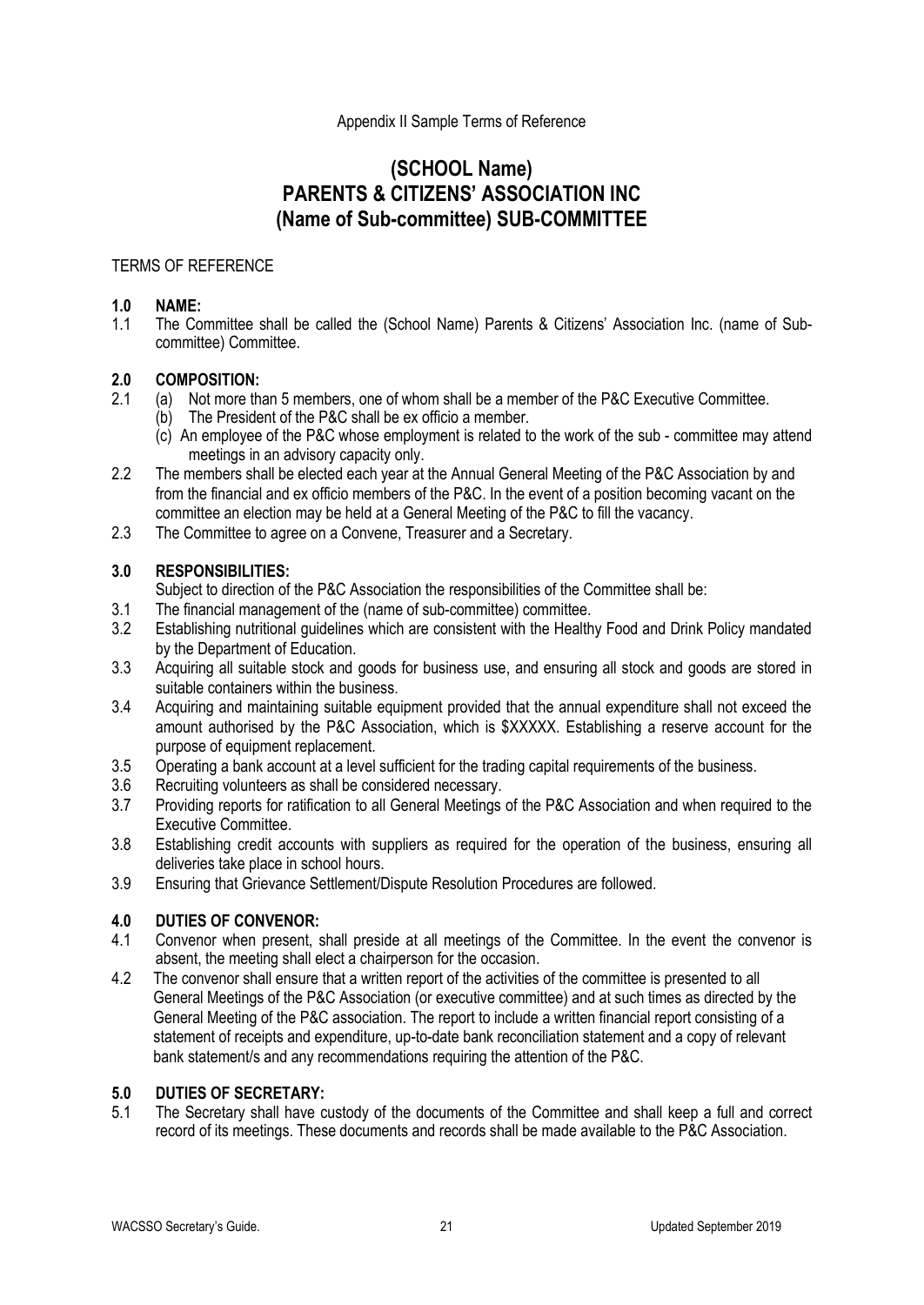Appendix II Sample Terms of Reference

# (SCHOOL Name) PARENTS & CITIZENS' ASSOCIATION INC (Name of Sub-committee) SUB-COMMITTEE

TERMS OF REFERENCE

## 1.0 NAME:

1.1 The Committee shall be called the (School Name) Parents & Citizens' Association Inc. (name of Sub-committee) Committee.

## 2.0 COMPOSITION:

2.1 (a) Not more than 5 members, one of whom shall be a member of the P&C Executive Committee.
(b) The President of the P&C shall be ex officio a member.
(c) An employee of the P&C whose employment is related to the work of the sub - committee may attend meetings in an advisory capacity only.

2.2 The members shall be elected each year at the Annual General Meeting of the P&C Association by and from the financial and ex officio members of the P&C. In the event of a position becoming vacant on the committee an election may be held at a General Meeting of the P&C to fill the vacancy.

2.3 The Committee to agree on a Convene, Treasurer and a Secretary.

## 3.0 RESPONSIBILITIES:

Subject to direction of the P&C Association the responsibilities of the Committee shall be:

3.1 The financial management of the (name of sub-committee) committee.

3.2 Establishing nutritional guidelines which are consistent with the Healthy Food and Drink Policy mandated by the Department of Education.

3.3 Acquiring all suitable stock and goods for business use, and ensuring all stock and goods are stored in suitable containers within the business.

3.4 Acquiring and maintaining suitable equipment provided that the annual expenditure shall not exceed the amount authorised by the P&C Association, which is $XXXXX. Establishing a reserve account for the purpose of equipment replacement.

3.5 Operating a bank account at a level sufficient for the trading capital requirements of the business.

3.6 Recruiting volunteers as shall be considered necessary.

3.7 Providing reports for ratification to all General Meetings of the P&C Association and when required to the Executive Committee.

3.8 Establishing credit accounts with suppliers as required for the operation of the business, ensuring all deliveries take place in school hours.

3.9 Ensuring that Grievance Settlement/Dispute Resolution Procedures are followed.

## 4.0 DUTIES OF CONVENOR:

4.1 Convenor when present, shall preside at all meetings of the Committee. In the event the convenor is absent, the meeting shall elect a chairperson for the occasion.

4.2 The convenor shall ensure that a written report of the activities of the committee is presented to all General Meetings of the P&C Association (or executive committee) and at such times as directed by the General Meeting of the P&C association. The report to include a written financial report consisting of a statement of receipts and expenditure, up-to-date bank reconciliation statement and a copy of relevant bank statement/s and any recommendations requiring the attention of the P&C.

## 5.0 DUTIES OF SECRETARY:

5.1 The Secretary shall have custody of the documents of the Committee and shall keep a full and correct record of its meetings. These documents and records shall be made available to the P&C Association.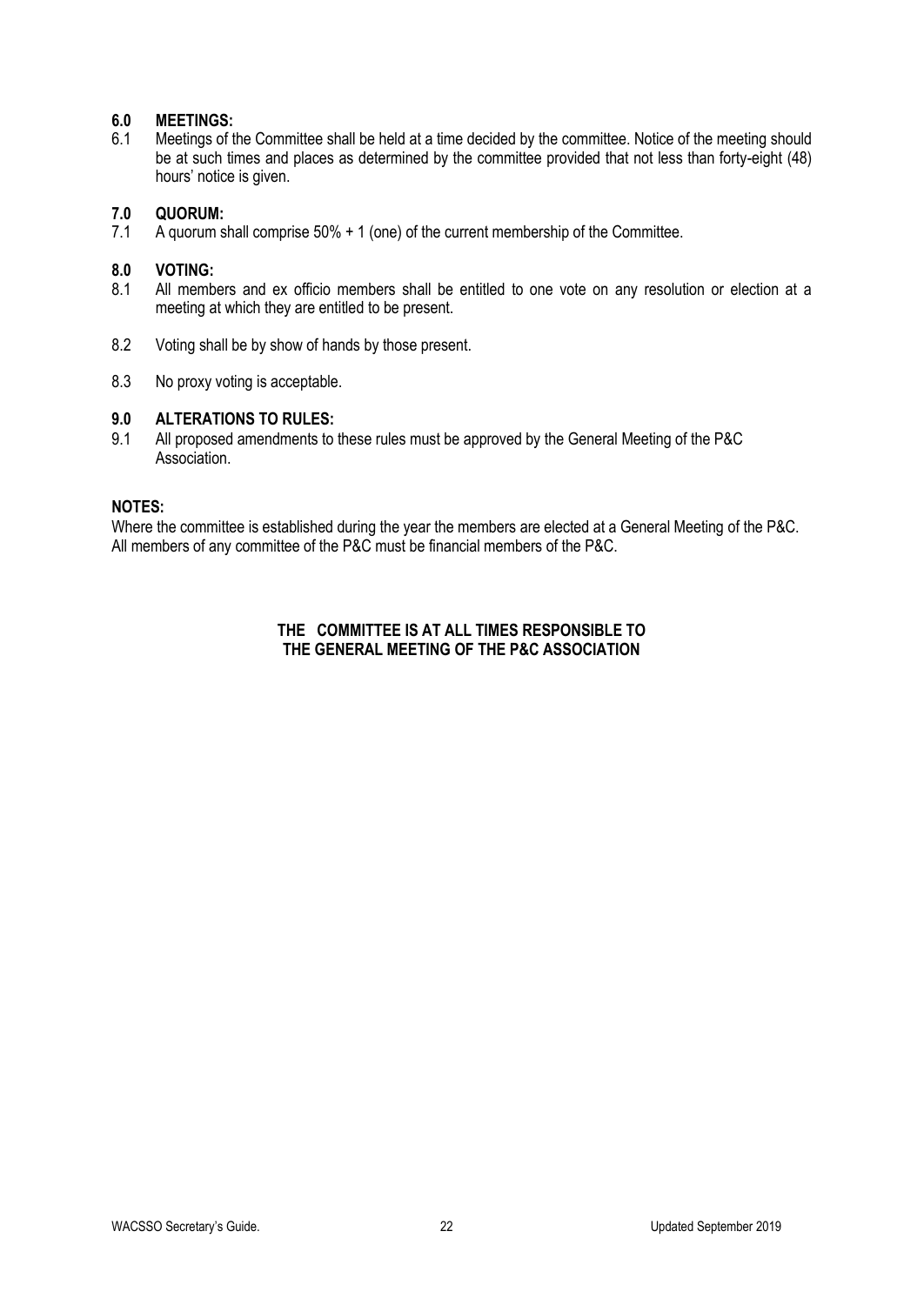## 6.0 MEETINGS:

6.1 Meetings of the Committee shall be held at a time decided by the committee. Notice of the meeting should be at such times and places as determined by the committee provided that not less than forty-eight (48) hours' notice is given.

## 7.0 QUORUM:

7.1 A quorum shall comprise 50% + 1 (one) of the current membership of the Committee.

## 8.0 VOTING:

8.1 All members and ex officio members shall be entitled to one vote on any resolution or election at a meeting at which they are entitled to be present.

8.2 Voting shall be by show of hands by those present.

8.3 No proxy voting is acceptable.

## 9.0 ALTERATIONS TO RULES:

9.1 All proposed amendments to these rules must be approved by the General Meeting of the P&C Association.

**NOTES:**

Where the committee is established during the year the members are elected at a General Meeting of the P&C.
All members of any committee of the P&C must be financial members of the P&C.

**THE COMMITTEE IS AT ALL TIMES RESPONSIBLE TO THE GENERAL MEETING OF THE P&C ASSOCIATION**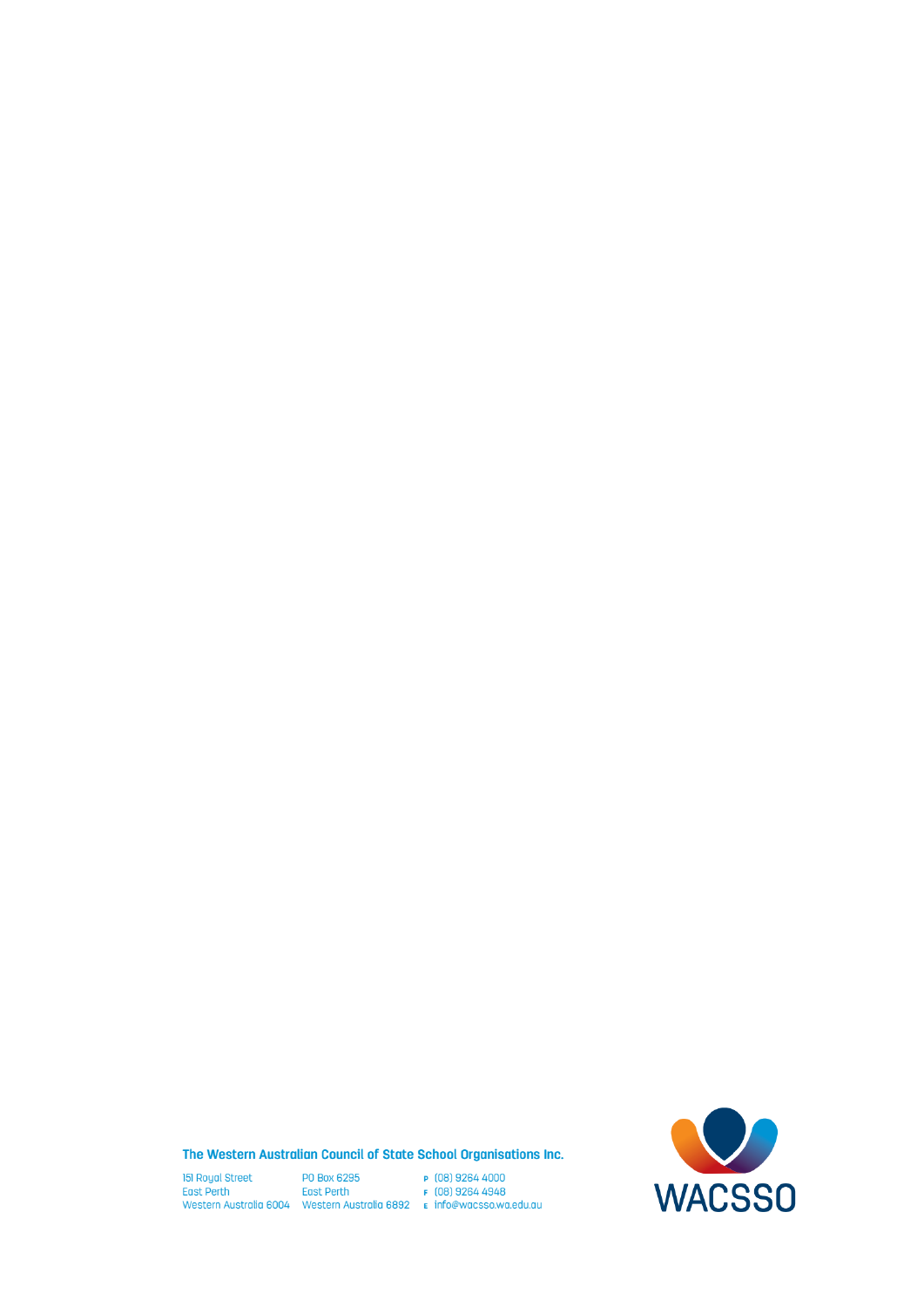**The Western Australian Council of State School Organisations Inc.**

151 Royal Street
East Perth
Western Australia 6004

PO Box 6295
East Perth
Western Australia 6892

P (08) 9264 4000
F (08) 9264 4948
E info@wacsso.wa.edu.au

WACSSO